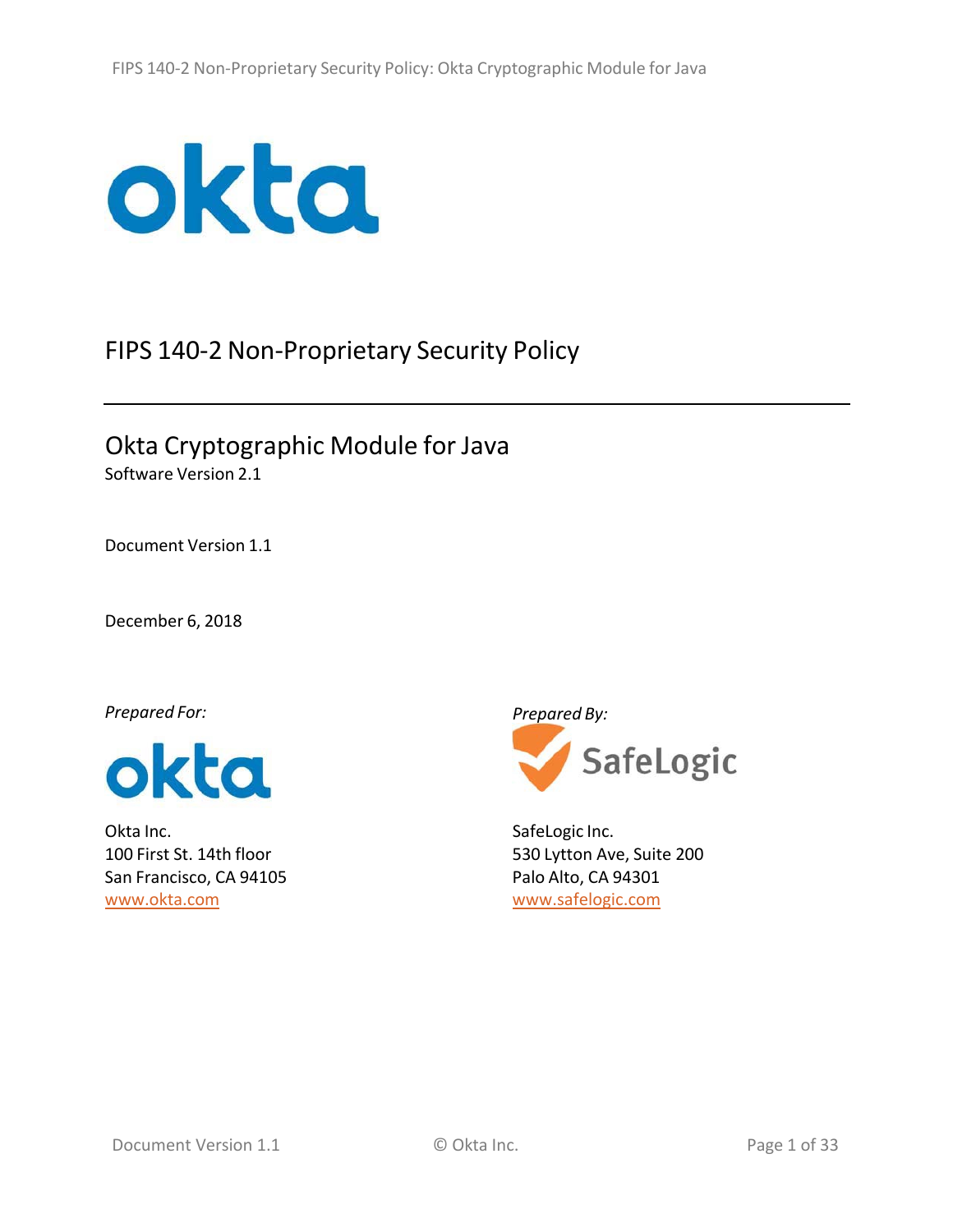# FIPS 140-2 Non-Proprietary Security Policy

## Okta Cryptographic Module for Java

Software Version 2.1

Document Version 1.1

December 6, 2018

*Prepared For:*

Okta Inc.
100 First St. 14th floor
San Francisco, CA 94105
www.okta.com

*Prepared By:*

SafeLogic Inc.
530 Lytton Ave, Suite 200
Palo Alto, CA 94301
www.safelogic.com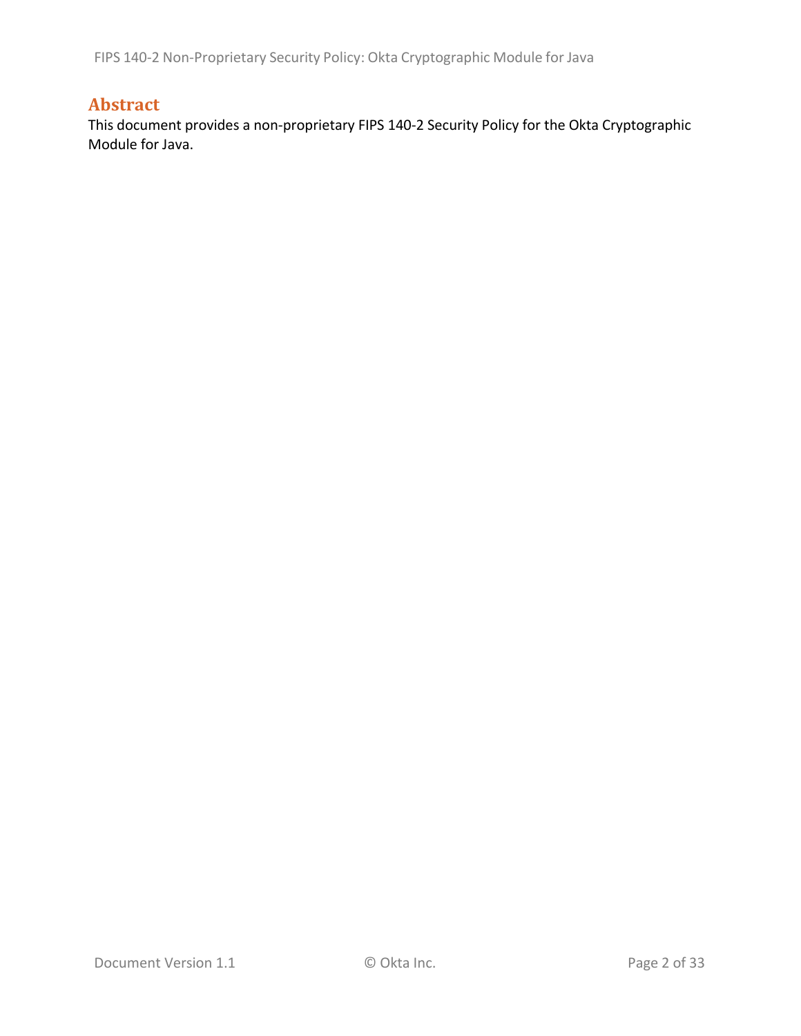# Abstract

This document provides a non-proprietary FIPS 140-2 Security Policy for the Okta Cryptographic Module for Java.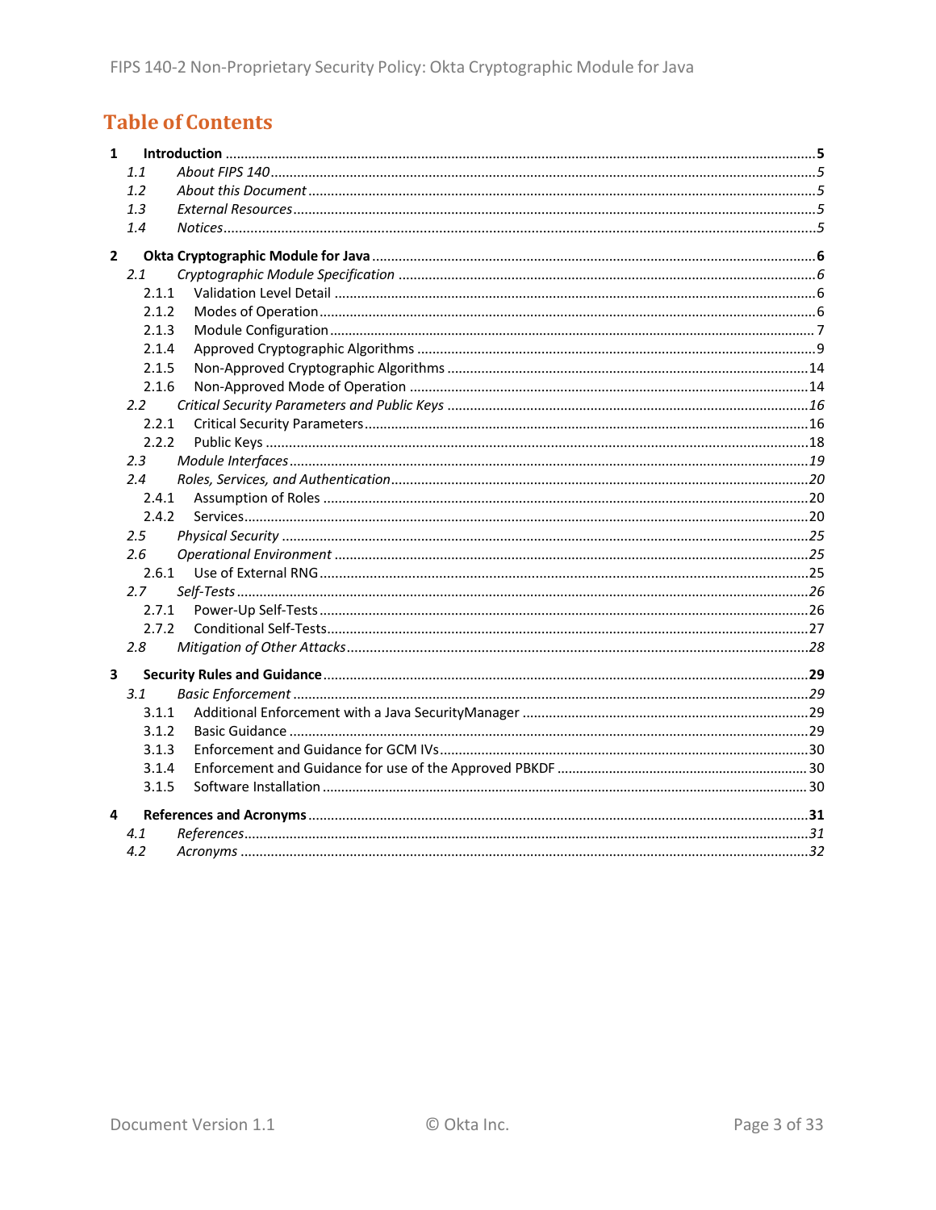# Table of Contents

- **1 Introduction** ..... 5
  - *1.1 About FIPS 140* ..... 5
  - *1.2 About this Document* ..... 5
  - *1.3 External Resources* ..... 5
  - *1.4 Notices* ..... 5
- **2 Okta Cryptographic Module for Java** ..... 6
  - *2.1 Cryptographic Module Specification* ..... 6
    - 2.1.1 Validation Level Detail ..... 6
    - 2.1.2 Modes of Operation ..... 6
    - 2.1.3 Module Configuration ..... 7
    - 2.1.4 Approved Cryptographic Algorithms ..... 9
    - 2.1.5 Non-Approved Cryptographic Algorithms ..... 14
    - 2.1.6 Non-Approved Mode of Operation ..... 14
  - *2.2 Critical Security Parameters and Public Keys* ..... 16
    - 2.2.1 Critical Security Parameters ..... 16
    - 2.2.2 Public Keys ..... 18
  - *2.3 Module Interfaces* ..... 19
  - *2.4 Roles, Services, and Authentication* ..... 20
    - 2.4.1 Assumption of Roles ..... 20
    - 2.4.2 Services ..... 20
  - *2.5 Physical Security* ..... 25
  - *2.6 Operational Environment* ..... 25
    - 2.6.1 Use of External RNG ..... 25
  - *2.7 Self-Tests* ..... 26
    - 2.7.1 Power-Up Self-Tests ..... 26
    - 2.7.2 Conditional Self-Tests ..... 27
  - *2.8 Mitigation of Other Attacks* ..... 28
- **3 Security Rules and Guidance** ..... 29
  - *3.1 Basic Enforcement* ..... 29
    - 3.1.1 Additional Enforcement with a Java SecurityManager ..... 29
    - 3.1.2 Basic Guidance ..... 29
    - 3.1.3 Enforcement and Guidance for GCM IVs ..... 30
    - 3.1.4 Enforcement and Guidance for use of the Approved PBKDF ..... 30
    - 3.1.5 Software Installation ..... 30
- **4 References and Acronyms** ..... 31
  - *4.1 References* ..... 31
  - *4.2 Acronyms* ..... 32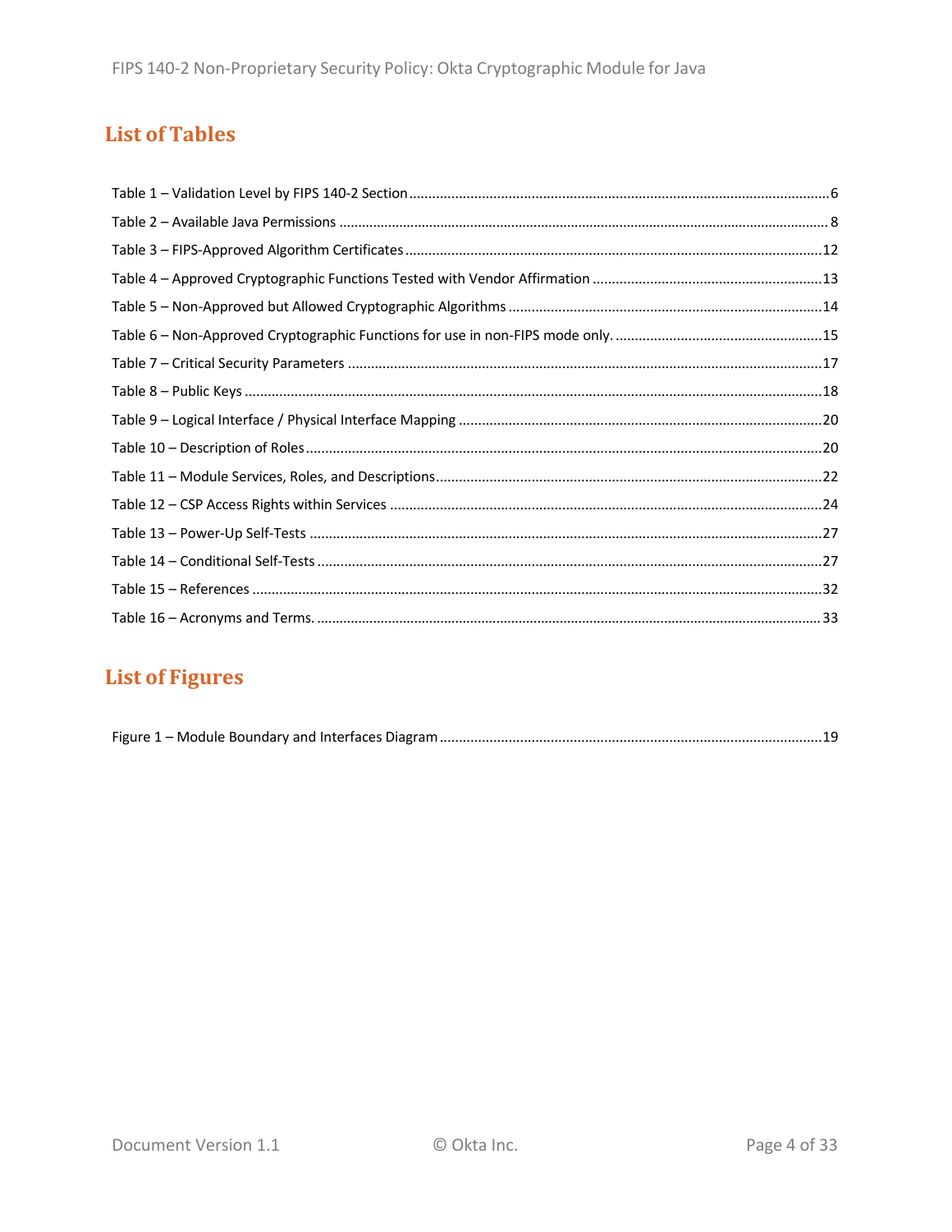## List of Tables

Table 1 – Validation Level by FIPS 140-2 Section ........................................................................................ 6

Table 2 – Available Java Permissions ........................................................................................................ 8

Table 3 – FIPS-Approved Algorithm Certificates ....................................................................................... 12

Table 4 – Approved Cryptographic Functions Tested with Vendor Affirmation ........................................... 13

Table 5 – Non-Approved but Allowed Cryptographic Algorithms .............................................................. 14

Table 6 – Non-Approved Cryptographic Functions for use in non-FIPS mode only. .................................... 15

Table 7 – Critical Security Parameters ...................................................................................................... 17

Table 8 – Public Keys ................................................................................................................................ 18

Table 9 – Logical Interface / Physical Interface Mapping .......................................................................... 20

Table 10 – Description of Roles ................................................................................................................. 20

Table 11 – Module Services, Roles, and Descriptions ................................................................................. 22

Table 12 – CSP Access Rights within Services ............................................................................................ 24

Table 13 – Power-Up Self-Tests ................................................................................................................. 27

Table 14 – Conditional Self-Tests .............................................................................................................. 27

Table 15 – References ............................................................................................................................... 32

Table 16 – Acronyms and Terms. ............................................................................................................... 33

## List of Figures

Figure 1 – Module Boundary and Interfaces Diagram ................................................................................ 19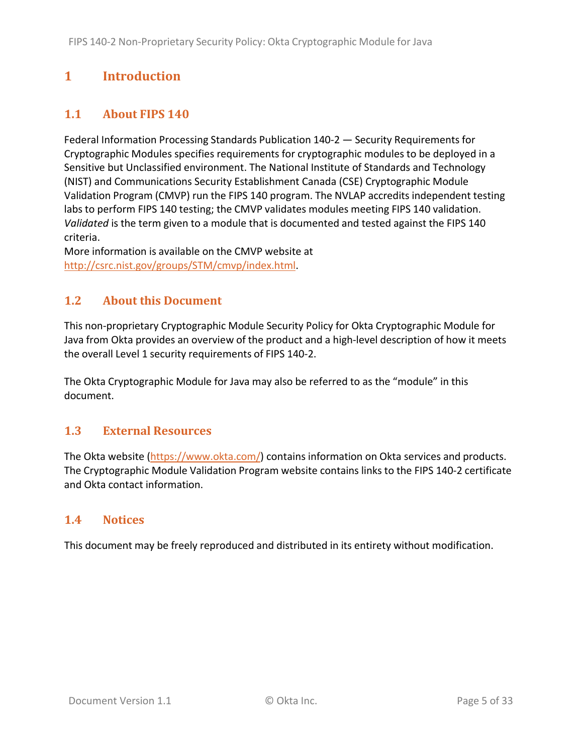# 1 Introduction

## 1.1 About FIPS 140

Federal Information Processing Standards Publication 140-2 — Security Requirements for Cryptographic Modules specifies requirements for cryptographic modules to be deployed in a Sensitive but Unclassified environment. The National Institute of Standards and Technology (NIST) and Communications Security Establishment Canada (CSE) Cryptographic Module Validation Program (CMVP) run the FIPS 140 program. The NVLAP accredits independent testing labs to perform FIPS 140 testing; the CMVP validates modules meeting FIPS 140 validation. *Validated* is the term given to a module that is documented and tested against the FIPS 140 criteria.
More information is available on the CMVP website at http://csrc.nist.gov/groups/STM/cmvp/index.html.

## 1.2 About this Document

This non-proprietary Cryptographic Module Security Policy for Okta Cryptographic Module for Java from Okta provides an overview of the product and a high-level description of how it meets the overall Level 1 security requirements of FIPS 140-2.

The Okta Cryptographic Module for Java may also be referred to as the "module" in this document.

## 1.3 External Resources

The Okta website (https://www.okta.com/) contains information on Okta services and products. The Cryptographic Module Validation Program website contains links to the FIPS 140-2 certificate and Okta contact information.

## 1.4 Notices

This document may be freely reproduced and distributed in its entirety without modification.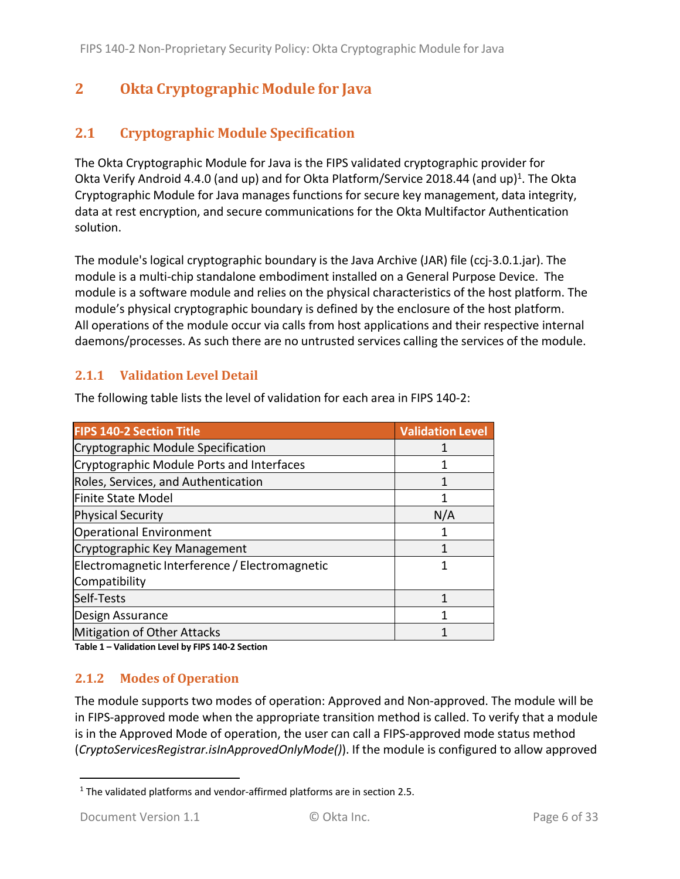# 2 Okta Cryptographic Module for Java

## 2.1 Cryptographic Module Specification

The Okta Cryptographic Module for Java is the FIPS validated cryptographic provider for Okta Verify Android 4.4.0 (and up) and for Okta Platform/Service 2018.44 (and up)[1]. The Okta Cryptographic Module for Java manages functions for secure key management, data integrity, data at rest encryption, and secure communications for the Okta Multifactor Authentication solution.

The module's logical cryptographic boundary is the Java Archive (JAR) file (ccj-3.0.1.jar). The module is a multi-chip standalone embodiment installed on a General Purpose Device. The module is a software module and relies on the physical characteristics of the host platform. The module's physical cryptographic boundary is defined by the enclosure of the host platform. All operations of the module occur via calls from host applications and their respective internal daemons/processes. As such there are no untrusted services calling the services of the module.

### 2.1.1 Validation Level Detail

The following table lists the level of validation for each area in FIPS 140-2:

| FIPS 140-2 Section Title | Validation Level |
|---|---|
| Cryptographic Module Specification | 1 |
| Cryptographic Module Ports and Interfaces | 1 |
| Roles, Services, and Authentication | 1 |
| Finite State Model | 1 |
| Physical Security | N/A |
| Operational Environment | 1 |
| Cryptographic Key Management | 1 |
| Electromagnetic Interference / Electromagnetic Compatibility | 1 |
| Self-Tests | 1 |
| Design Assurance | 1 |
| Mitigation of Other Attacks | 1 |

**Table 1 – Validation Level by FIPS 140-2 Section**

### 2.1.2 Modes of Operation

The module supports two modes of operation: Approved and Non-approved. The module will be in FIPS-approved mode when the appropriate transition method is called. To verify that a module is in the Approved Mode of operation, the user can call a FIPS-approved mode status method (*CryptoServicesRegistrar.isInApprovedOnlyMode()*). If the module is configured to allow approved

[1] The validated platforms and vendor-affirmed platforms are in section 2.5.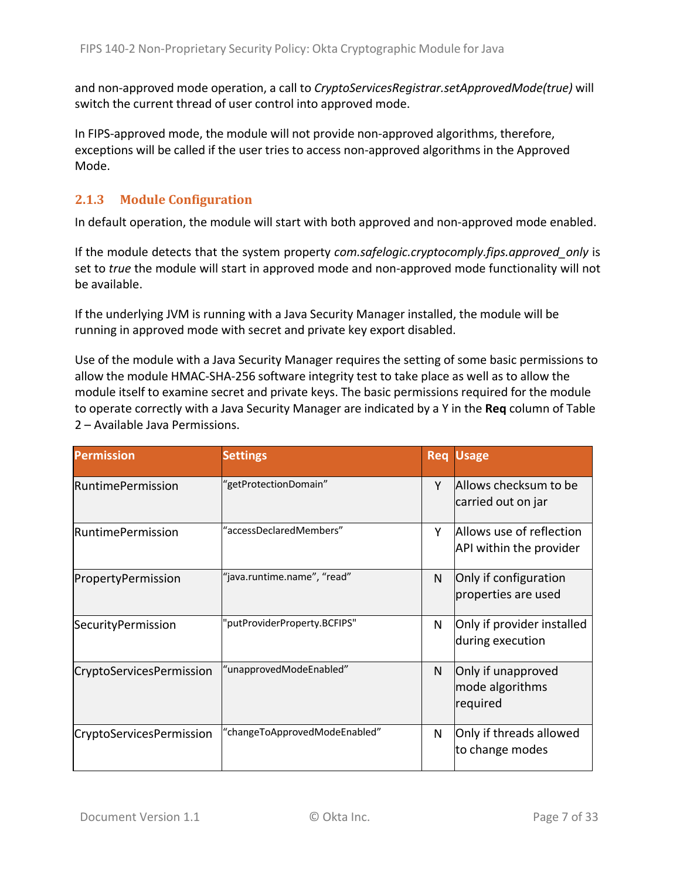and non-approved mode operation, a call to *CryptoServicesRegistrar.setApprovedMode(true)* will switch the current thread of user control into approved mode.

In FIPS-approved mode, the module will not provide non-approved algorithms, therefore, exceptions will be called if the user tries to access non-approved algorithms in the Approved Mode.

### 2.1.3 Module Configuration

In default operation, the module will start with both approved and non-approved mode enabled.

If the module detects that the system property *com.safelogic.cryptocomply.fips.approved_only* is set to *true* the module will start in approved mode and non-approved mode functionality will not be available.

If the underlying JVM is running with a Java Security Manager installed, the module will be running in approved mode with secret and private key export disabled.

Use of the module with a Java Security Manager requires the setting of some basic permissions to allow the module HMAC-SHA-256 software integrity test to take place as well as to allow the module itself to examine secret and private keys. The basic permissions required for the module to operate correctly with a Java Security Manager are indicated by a Y in the **Req** column of Table 2 – Available Java Permissions.

| Permission | Settings | Req | Usage |
|---|---|---|---|
| RuntimePermission | "getProtectionDomain" | Y | Allows checksum to be carried out on jar |
| RuntimePermission | "accessDeclaredMembers" | Y | Allows use of reflection API within the provider |
| PropertyPermission | "java.runtime.name", "read" | N | Only if configuration properties are used |
| SecurityPermission | "putProviderProperty.BCFIPS" | N | Only if provider installed during execution |
| CryptoServicesPermission | "unapprovedModeEnabled" | N | Only if unapproved mode algorithms required |
| CryptoServicesPermission | "changeToApprovedModeEnabled" | N | Only if threads allowed to change modes |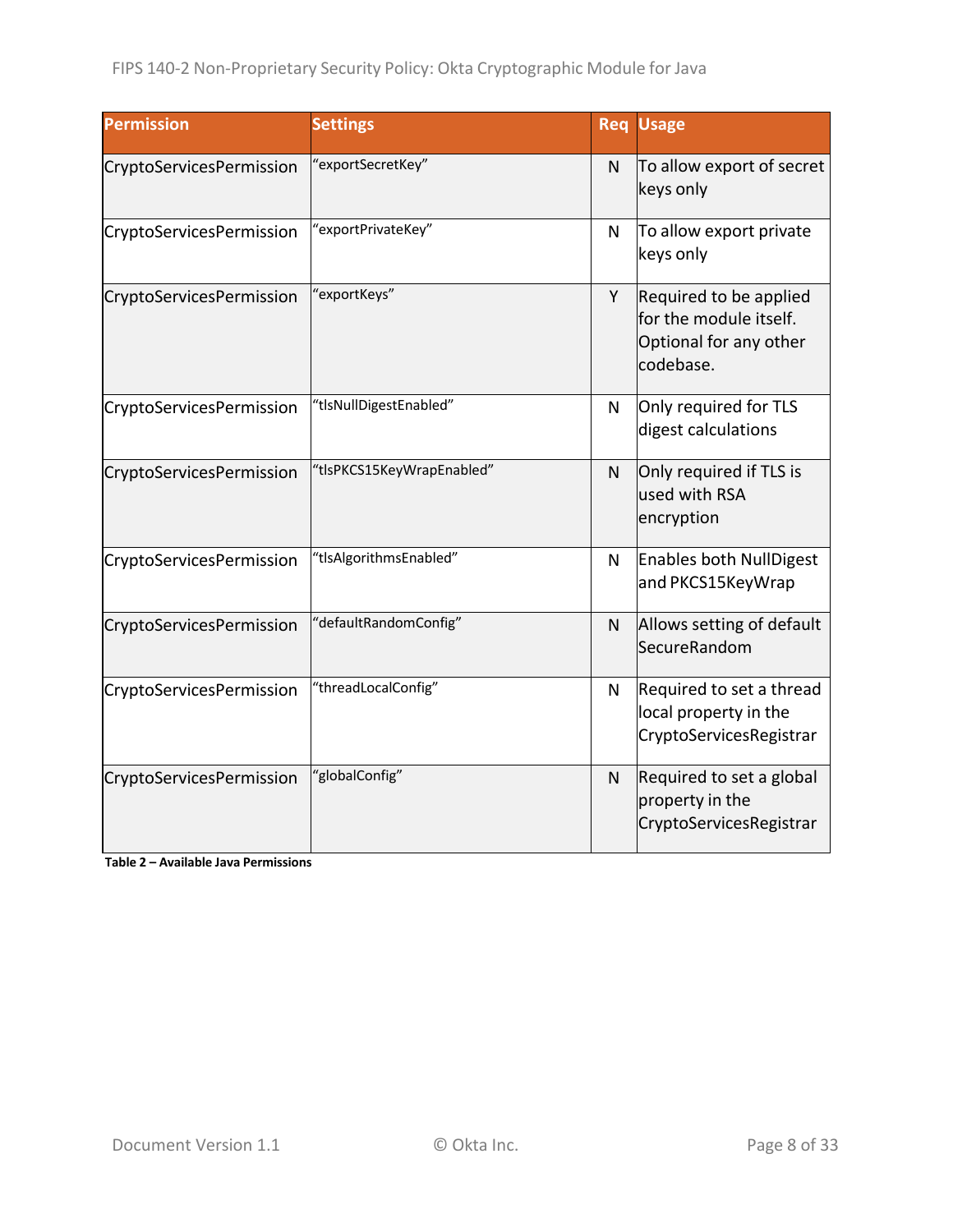| Permission | Settings | Req | Usage |
|---|---|---|---|
| CryptoServicesPermission | "exportSecretKey" | N | To allow export of secret keys only |
| CryptoServicesPermission | "exportPrivateKey" | N | To allow export private keys only |
| CryptoServicesPermission | "exportKeys" | Y | Required to be applied for the module itself. Optional for any other codebase. |
| CryptoServicesPermission | "tlsNullDigestEnabled" | N | Only required for TLS digest calculations |
| CryptoServicesPermission | "tlsPKCS15KeyWrapEnabled" | N | Only required if TLS is used with RSA encryption |
| CryptoServicesPermission | "tlsAlgorithmsEnabled" | N | Enables both NullDigest and PKCS15KeyWrap |
| CryptoServicesPermission | "defaultRandomConfig" | N | Allows setting of default SecureRandom |
| CryptoServicesPermission | "threadLocalConfig" | N | Required to set a thread local property in the CryptoServicesRegistrar |
| CryptoServicesPermission | "globalConfig" | N | Required to set a global property in the CryptoServicesRegistrar |

**Table 2 – Available Java Permissions**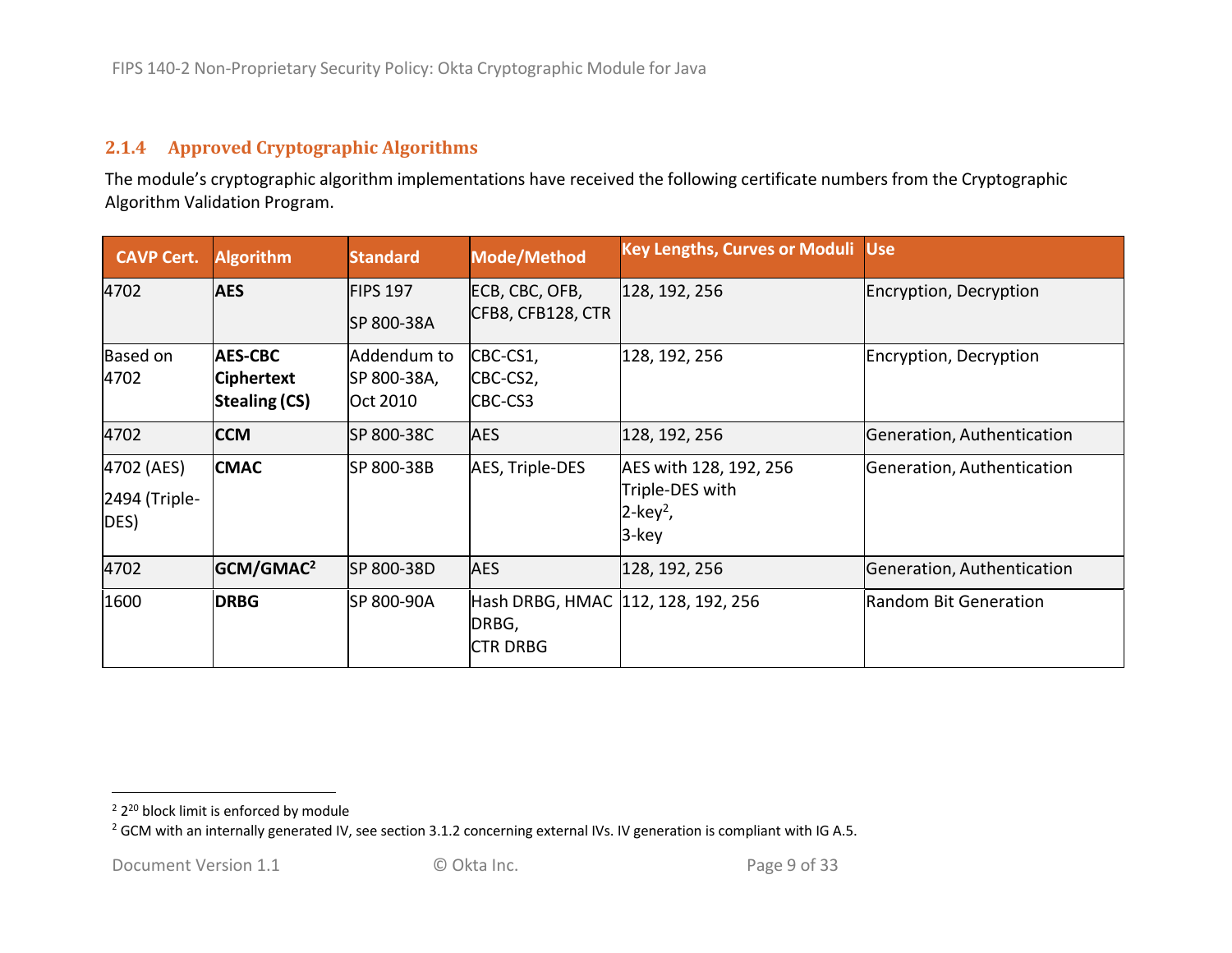### 2.1.4 Approved Cryptographic Algorithms

The module's cryptographic algorithm implementations have received the following certificate numbers from the Cryptographic Algorithm Validation Program.

| CAVP Cert. | Algorithm | Standard | Mode/Method | Key Lengths, Curves or Moduli | Use |
|---|---|---|---|---|---|
| 4702 | **AES** | FIPS 197<br>SP 800-38A | ECB, CBC, OFB, CFB8, CFB128, CTR | 128, 192, 256 | Encryption, Decryption |
| Based on 4702 | **AES-CBC Ciphertext Stealing (CS)** | Addendum to SP 800-38A, Oct 2010 | CBC-CS1, CBC-CS2, CBC-CS3 | 128, 192, 256 | Encryption, Decryption |
| 4702 | **CCM** | SP 800-38C | AES | 128, 192, 256 | Generation, Authentication |
| 4702 (AES)<br>2494 (Triple-DES) | **CMAC** | SP 800-38B | AES, Triple-DES | AES with 128, 192, 256<br>Triple-DES with<br>2-key[2],<br>3-key | Generation, Authentication |
| 4702 | **GCM/GMAC[2]** | SP 800-38D | AES | 128, 192, 256 | Generation, Authentication |
| 1600 | **DRBG** | SP 800-90A | Hash DRBG, HMAC DRBG,<br>CTR DRBG | 112, 128, 192, 256 | Random Bit Generation |

[2] $2^{20}$ block limit is enforced by module

[2] GCM with an internally generated IV, see section 3.1.2 concerning external IVs. IV generation is compliant with IG A.5.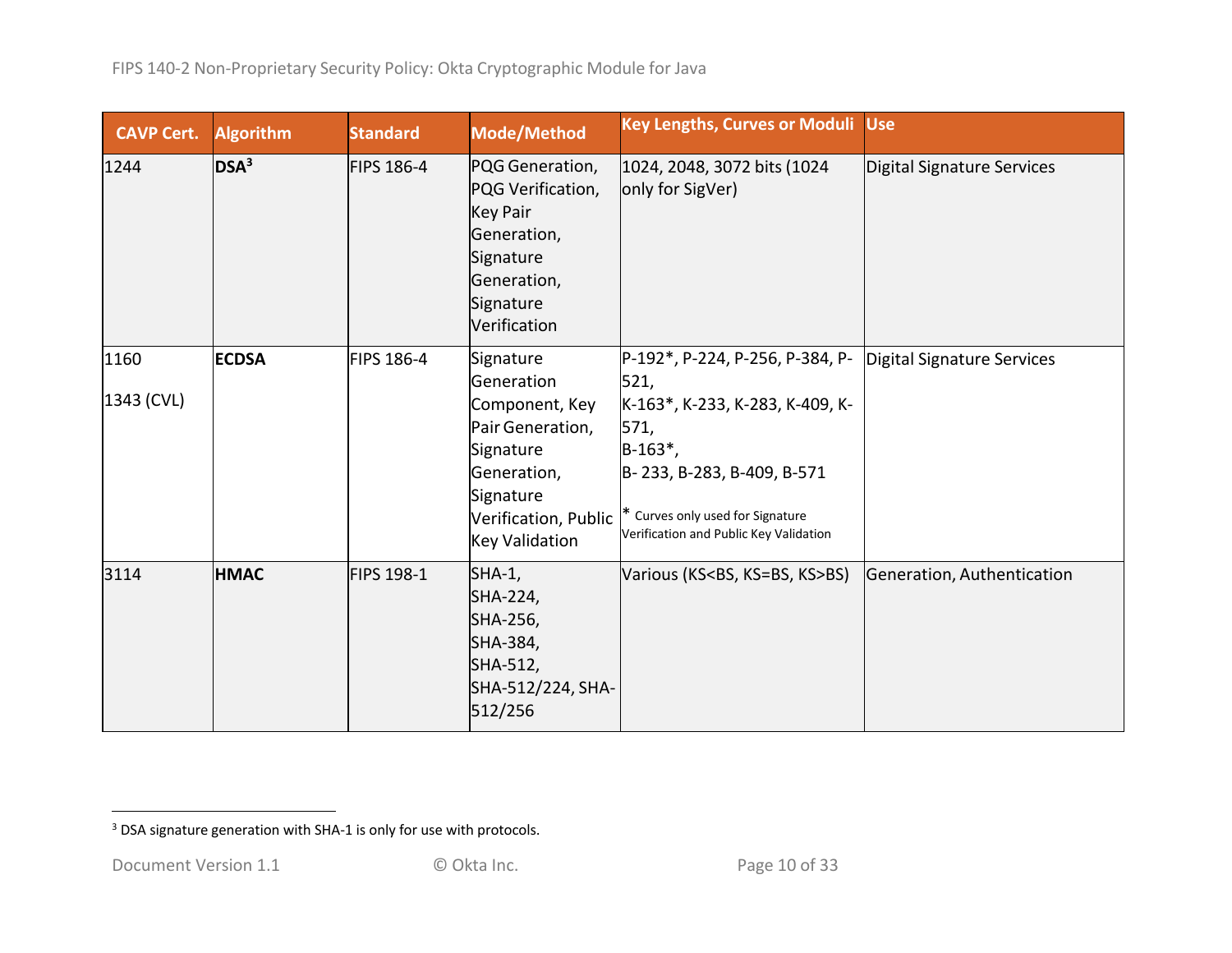| CAVP Cert. | Algorithm | Standard | Mode/Method | Key Lengths, Curves or Moduli | Use |
|---|---|---|---|---|---|
| 1244 | **DSA**[3] | FIPS 186-4 | PQG Generation, PQG Verification, Key Pair Generation, Signature Generation, Signature Verification | 1024, 2048, 3072 bits (1024 only for SigVer) | Digital Signature Services |
| 1160<br><br>1343 (CVL) | **ECDSA** | FIPS 186-4 | Signature Generation Component, Key Pair Generation, Signature Generation, Signature Verification, Public Key Validation | P-192*, P-224, P-256, P-384, P-521,<br>K-163*, K-233, K-283, K-409, K-571,<br>B-163*,<br>B- 233, B-283, B-409, B-571<br><br>* Curves only used for Signature Verification and Public Key Validation | Digital Signature Services |
| 3114 | **HMAC** | FIPS 198-1 | SHA-1,<br>SHA-224,<br>SHA-256,<br>SHA-384,<br>SHA-512,<br>SHA-512/224, SHA-512/256 | Various (KS<BS, KS=BS, KS>BS) | Generation, Authentication |

[3] DSA signature generation with SHA-1 is only for use with protocols.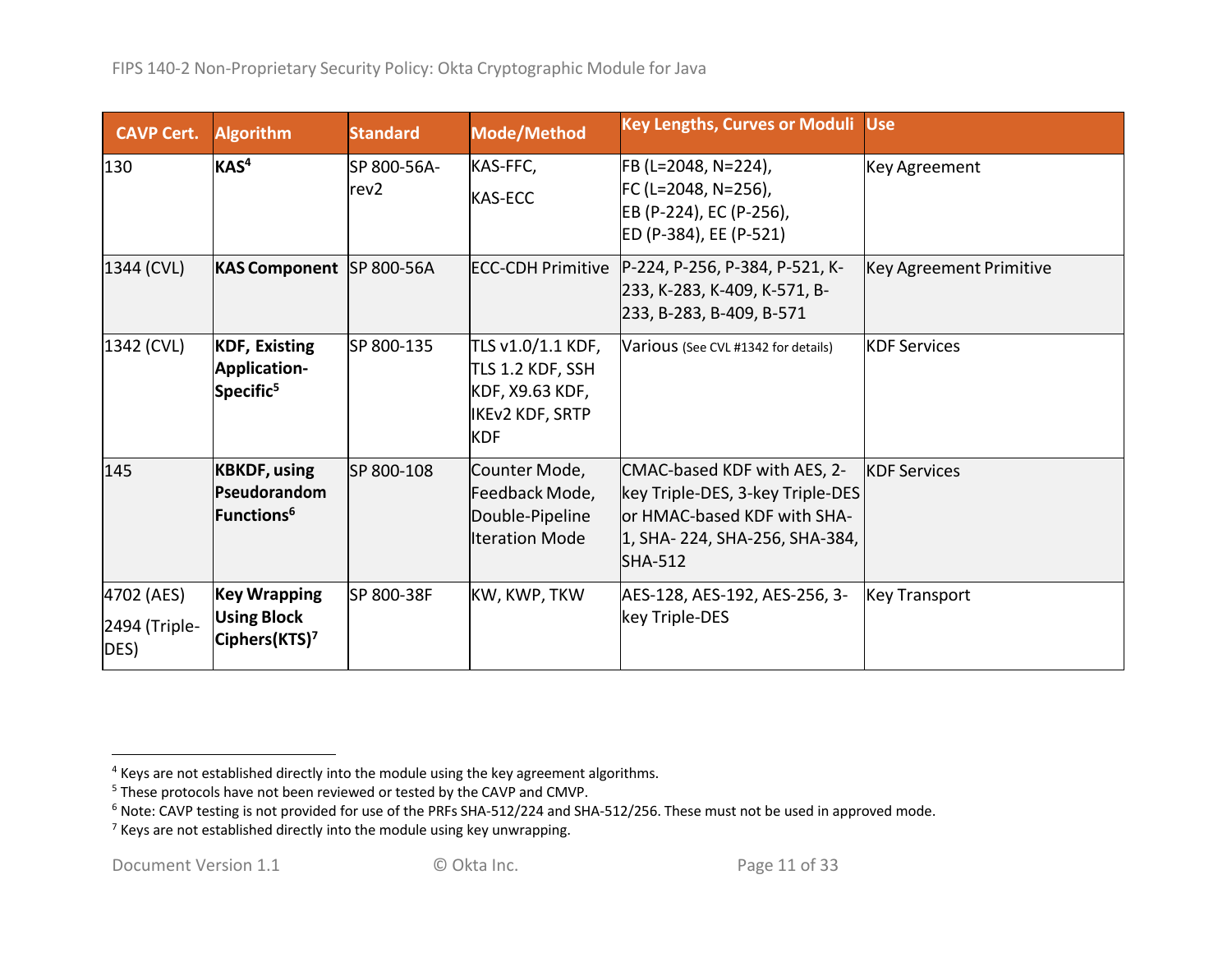| CAVP Cert. | Algorithm | Standard | Mode/Method | Key Lengths, Curves or Moduli | Use |
|---|---|---|---|---|---|
| 130 | **KAS**[4] | SP 800-56A-rev2 | KAS-FFC, KAS-ECC | FB (L=2048, N=224), FC (L=2048, N=256), EB (P-224), EC (P-256), ED (P-384), EE (P-521) | Key Agreement |
| 1344 (CVL) | **KAS Component** | SP 800-56A | ECC-CDH Primitive | P-224, P-256, P-384, P-521, K-233, K-283, K-409, K-571, B-233, B-283, B-409, B-571 | Key Agreement Primitive |
| 1342 (CVL) | **KDF, Existing Application-Specific**[5] | SP 800-135 | TLS v1.0/1.1 KDF, TLS 1.2 KDF, SSH KDF, X9.63 KDF, IKEv2 KDF, SRTP KDF | Various (See CVL #1342 for details) | KDF Services |
| 145 | **KBKDF, using Pseudorandom Functions**[6] | SP 800-108 | Counter Mode, Feedback Mode, Double-Pipeline Iteration Mode | CMAC-based KDF with AES, 2-key Triple-DES, 3-key Triple-DES or HMAC-based KDF with SHA-1, SHA- 224, SHA-256, SHA-384, SHA-512 | KDF Services |
| 4702 (AES) 2494 (Triple-DES) | **Key Wrapping Using Block Ciphers(KTS)**[7] | SP 800-38F | KW, KWP, TKW | AES-128, AES-192, AES-256, 3-key Triple-DES | Key Transport |

[4] Keys are not established directly into the module using the key agreement algorithms.
[5] These protocols have not been reviewed or tested by the CAVP and CMVP.
[6] Note: CAVP testing is not provided for use of the PRFs SHA-512/224 and SHA-512/256. These must not be used in approved mode.
[7] Keys are not established directly into the module using key unwrapping.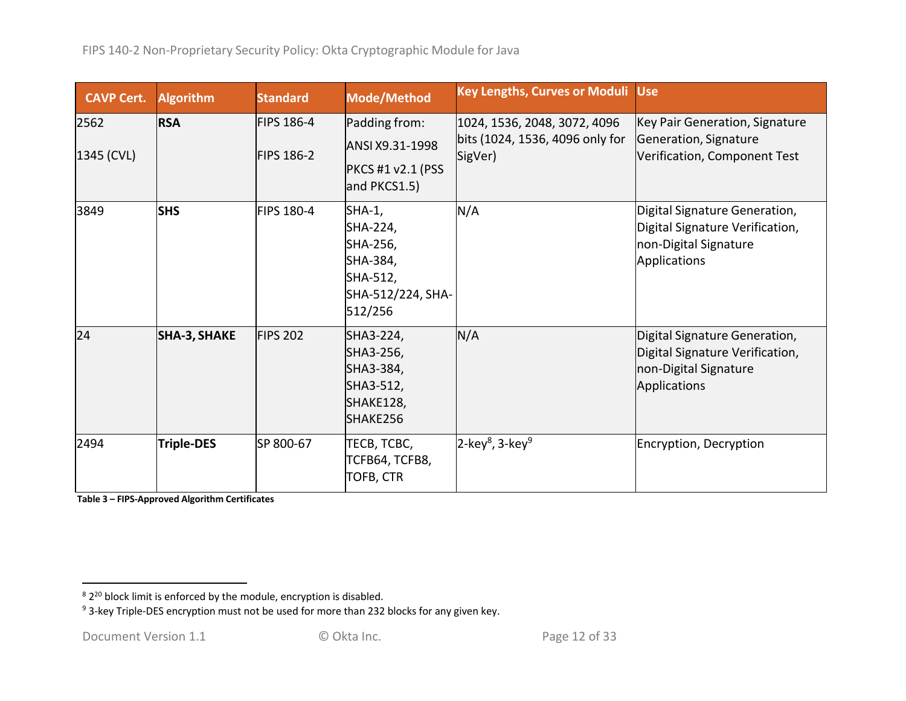| CAVP Cert. | Algorithm | Standard | Mode/Method | Key Lengths, Curves or Moduli | Use |
|---|---|---|---|---|---|
| 2562<br>1345 (CVL) | **RSA** | FIPS 186-4<br>FIPS 186-2 | Padding from:<br>ANSI X9.31-1998<br>PKCS #1 v2.1 (PSS and PKCS1.5) | 1024, 1536, 2048, 3072, 4096 bits (1024, 1536, 4096 only for SigVer) | Key Pair Generation, Signature Generation, Signature Verification, Component Test |
| 3849 | **SHS** | FIPS 180-4 | SHA-1, SHA-224, SHA-256, SHA-384, SHA-512, SHA-512/224, SHA-512/256 | N/A | Digital Signature Generation, Digital Signature Verification, non-Digital Signature Applications |
| 24 | **SHA-3, SHAKE** | FIPS 202 | SHA3-224, SHA3-256, SHA3-384, SHA3-512, SHAKE128, SHAKE256 | N/A | Digital Signature Generation, Digital Signature Verification, non-Digital Signature Applications |
| 2494 | **Triple-DES** | SP 800-67 | TECB, TCBC, TCFB64, TCFB8, TOFB, CTR | 2-key[8], 3-key[9] | Encryption, Decryption |

**Table 3 – FIPS-Approved Algorithm Certificates**

[8] $2^{20}$ block limit is enforced by the module, encryption is disabled.

[9] 3-key Triple-DES encryption must not be used for more than 232 blocks for any given key.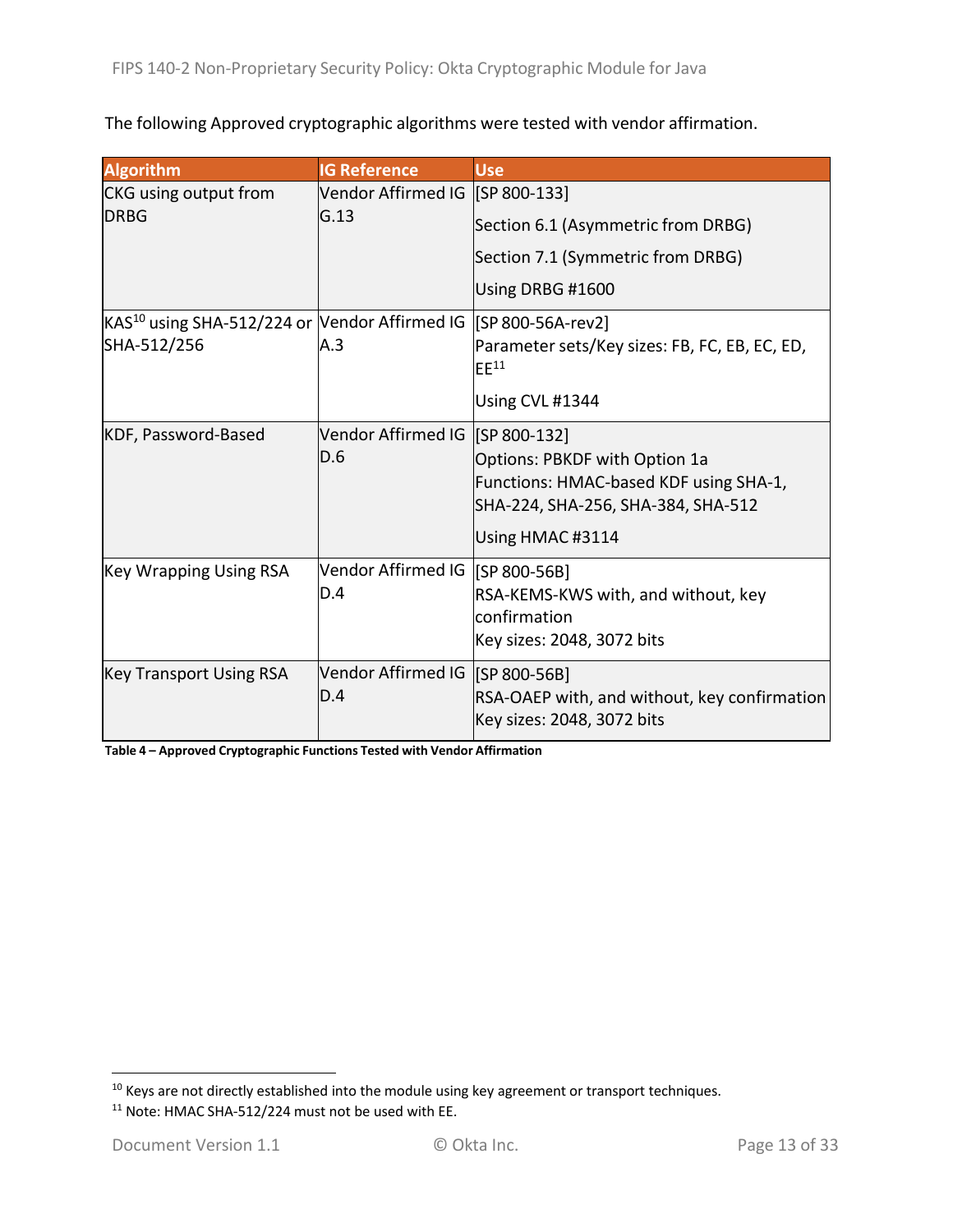The following Approved cryptographic algorithms were tested with vendor affirmation.

| Algorithm | IG Reference | Use |
| --- | --- | --- |
| CKG using output from DRBG | Vendor Affirmed IG G.13 | [SP 800-133]<br>Section 6.1 (Asymmetric from DRBG)<br>Section 7.1 (Symmetric from DRBG)<br>Using DRBG #1600 |
| KAS[10] using SHA-512/224 or SHA-512/256 | Vendor Affirmed IG A.3 | [SP 800-56A-rev2]<br>Parameter sets/Key sizes: FB, FC, EB, EC, ED, EE[11]<br>Using CVL #1344 |
| KDF, Password-Based | Vendor Affirmed IG D.6 | [SP 800-132]<br>Options: PBKDF with Option 1a<br>Functions: HMAC-based KDF using SHA-1, SHA-224, SHA-256, SHA-384, SHA-512<br>Using HMAC #3114 |
| Key Wrapping Using RSA | Vendor Affirmed IG D.4 | [SP 800-56B]<br>RSA-KEMS-KWS with, and without, key confirmation<br>Key sizes: 2048, 3072 bits |
| Key Transport Using RSA | Vendor Affirmed IG D.4 | [SP 800-56B]<br>RSA-OAEP with, and without, key confirmation<br>Key sizes: 2048, 3072 bits |

**Table 4 – Approved Cryptographic Functions Tested with Vendor Affirmation**

[10] Keys are not directly established into the module using key agreement or transport techniques.

[11] Note: HMAC SHA-512/224 must not be used with EE.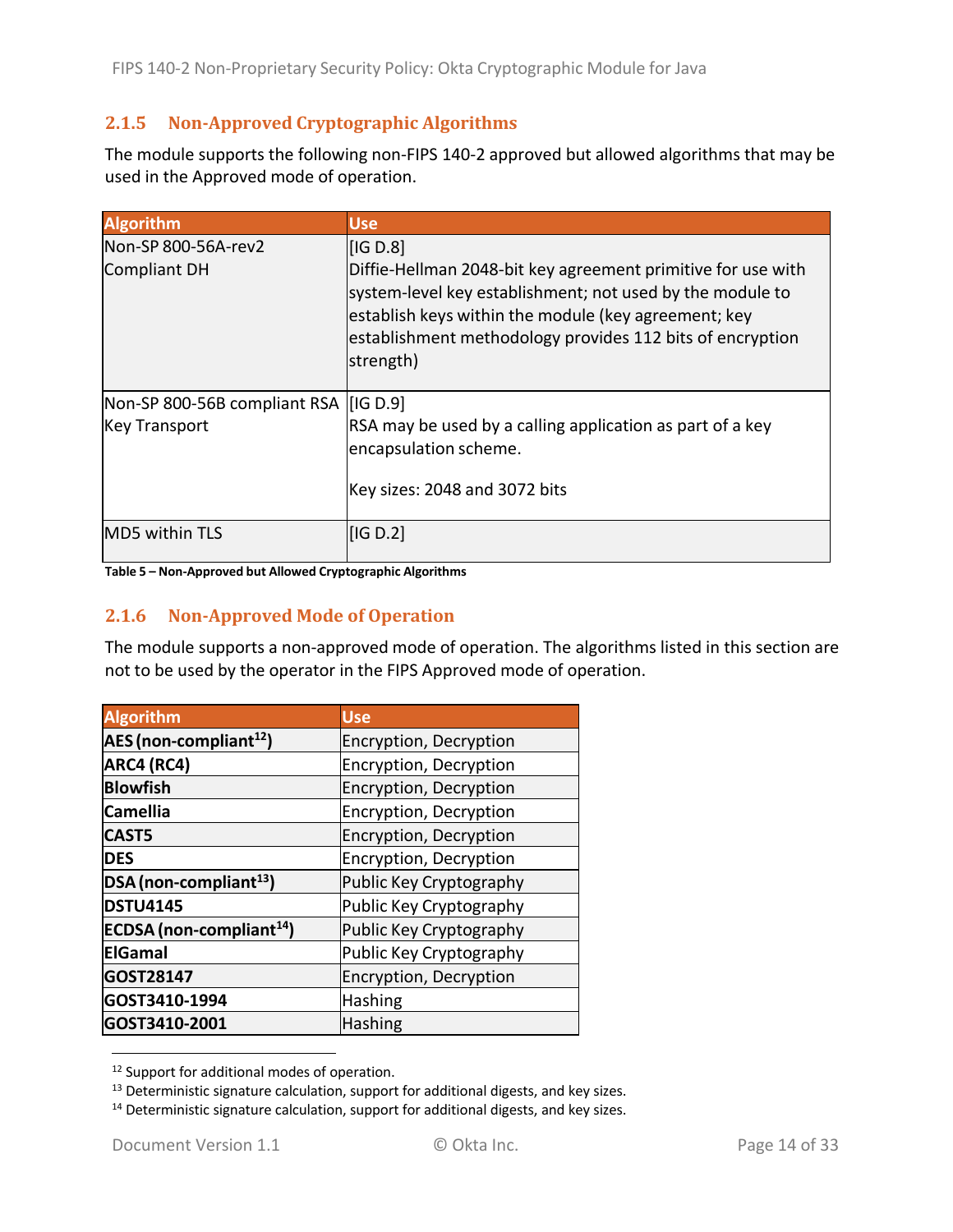### 2.1.5 Non-Approved Cryptographic Algorithms

The module supports the following non-FIPS 140-2 approved but allowed algorithms that may be used in the Approved mode of operation.

| Algorithm | Use |
|---|---|
| Non-SP 800-56A-rev2 Compliant DH | [IG D.8]<br>Diffie-Hellman 2048-bit key agreement primitive for use with system-level key establishment; not used by the module to establish keys within the module (key agreement; key establishment methodology provides 112 bits of encryption strength) |
| Non-SP 800-56B compliant RSA Key Transport | [IG D.9]<br>RSA may be used by a calling application as part of a key encapsulation scheme.<br><br>Key sizes: 2048 and 3072 bits |
| MD5 within TLS | [IG D.2] |

**Table 5 – Non-Approved but Allowed Cryptographic Algorithms**

### 2.1.6 Non-Approved Mode of Operation

The module supports a non-approved mode of operation. The algorithms listed in this section are not to be used by the operator in the FIPS Approved mode of operation.

| Algorithm | Use |
|---|---|
| **AES (non-compliant[12])** | Encryption, Decryption |
| **ARC4 (RC4)** | Encryption, Decryption |
| **Blowfish** | Encryption, Decryption |
| **Camellia** | Encryption, Decryption |
| **CAST5** | Encryption, Decryption |
| **DES** | Encryption, Decryption |
| **DSA (non-compliant[13])** | Public Key Cryptography |
| **DSTU4145** | Public Key Cryptography |
| **ECDSA (non-compliant[14])** | Public Key Cryptography |
| **ElGamal** | Public Key Cryptography |
| **GOST28147** | Encryption, Decryption |
| **GOST3410-1994** | Hashing |
| **GOST3410-2001** | Hashing |

[12] Support for additional modes of operation.

[13] Deterministic signature calculation, support for additional digests, and key sizes.

[14] Deterministic signature calculation, support for additional digests, and key sizes.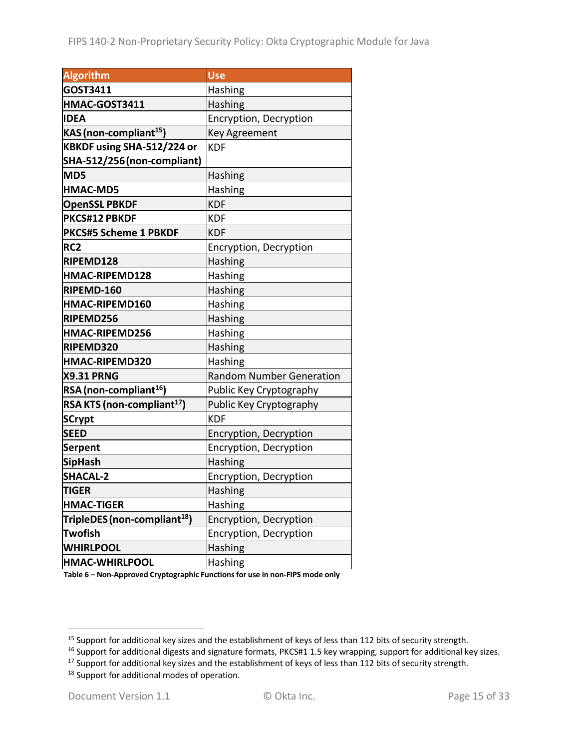| Algorithm | Use |
| --- | --- |
| **GOST3411** | Hashing |
| **HMAC-GOST3411** | Hashing |
| **IDEA** | Encryption, Decryption |
| **KAS (non-compliant[15])** | Key Agreement |
| **KBKDF using SHA-512/224 or SHA-512/256 (non-compliant)** | KDF |
| **MD5** | Hashing |
| **HMAC-MD5** | Hashing |
| **OpenSSL PBKDF** | KDF |
| **PKCS#12 PBKDF** | KDF |
| **PKCS#5 Scheme 1 PBKDF** | KDF |
| **RC2** | Encryption, Decryption |
| **RIPEMD128** | Hashing |
| **HMAC-RIPEMD128** | Hashing |
| **RIPEMD-160** | Hashing |
| **HMAC-RIPEMD160** | Hashing |
| **RIPEMD256** | Hashing |
| **HMAC-RIPEMD256** | Hashing |
| **RIPEMD320** | Hashing |
| **HMAC-RIPEMD320** | Hashing |
| **X9.31 PRNG** | Random Number Generation |
| **RSA (non-compliant[16])** | Public Key Cryptography |
| **RSA KTS (non-compliant[17])** | Public Key Cryptography |
| **SCrypt** | KDF |
| **SEED** | Encryption, Decryption |
| **Serpent** | Encryption, Decryption |
| **SipHash** | Hashing |
| **SHACAL-2** | Encryption, Decryption |
| **TIGER** | Hashing |
| **HMAC-TIGER** | Hashing |
| **TripleDES (non-compliant[18])** | Encryption, Decryption |
| **Twofish** | Encryption, Decryption |
| **WHIRLPOOL** | Hashing |
| **HMAC-WHIRLPOOL** | Hashing |

**Table 6 – Non-Approved Cryptographic Functions for use in non-FIPS mode only**

[15] Support for additional key sizes and the establishment of keys of less than 112 bits of security strength.

[16] Support for additional digests and signature formats, PKCS#1 1.5 key wrapping, support for additional key sizes.

[17] Support for additional key sizes and the establishment of keys of less than 112 bits of security strength.

[18] Support for additional modes of operation.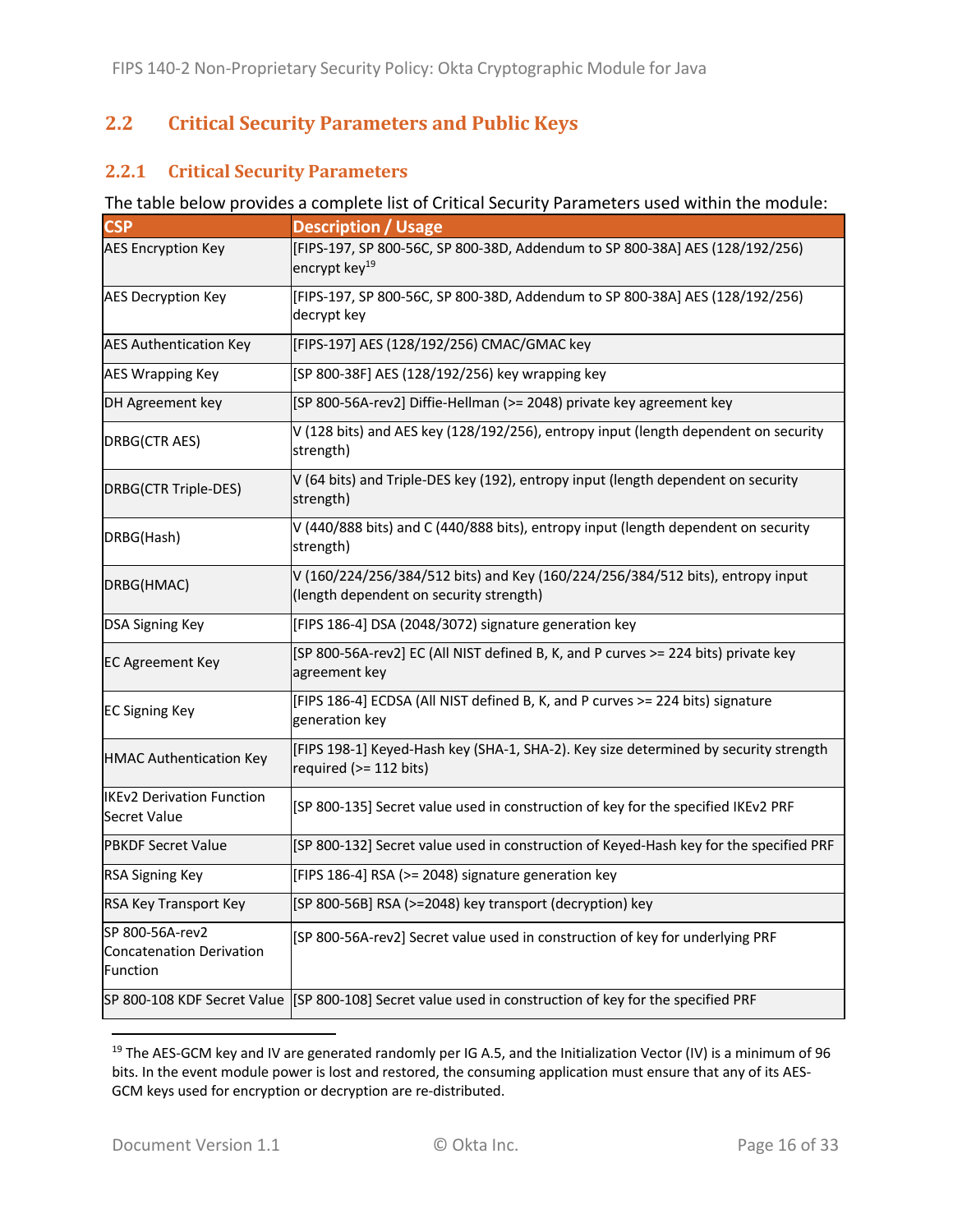## 2.2 Critical Security Parameters and Public Keys

### 2.2.1 Critical Security Parameters

The table below provides a complete list of Critical Security Parameters used within the module:

| CSP | Description / Usage |
|---|---|
| AES Encryption Key | [FIPS-197, SP 800-56C, SP 800-38D, Addendum to SP 800-38A] AES (128/192/256) encrypt key[19] |
| AES Decryption Key | [FIPS-197, SP 800-56C, SP 800-38D, Addendum to SP 800-38A] AES (128/192/256) decrypt key |
| AES Authentication Key | [FIPS-197] AES (128/192/256) CMAC/GMAC key |
| AES Wrapping Key | [SP 800-38F] AES (128/192/256) key wrapping key |
| DH Agreement key | [SP 800-56A-rev2] Diffie-Hellman (>= 2048) private key agreement key |
| DRBG(CTR AES) | V (128 bits) and AES key (128/192/256), entropy input (length dependent on security strength) |
| DRBG(CTR Triple-DES) | V (64 bits) and Triple-DES key (192), entropy input (length dependent on security strength) |
| DRBG(Hash) | V (440/888 bits) and C (440/888 bits), entropy input (length dependent on security strength) |
| DRBG(HMAC) | V (160/224/256/384/512 bits) and Key (160/224/256/384/512 bits), entropy input (length dependent on security strength) |
| DSA Signing Key | [FIPS 186-4] DSA (2048/3072) signature generation key |
| EC Agreement Key | [SP 800-56A-rev2] EC (All NIST defined B, K, and P curves >= 224 bits) private key agreement key |
| EC Signing Key | [FIPS 186-4] ECDSA (All NIST defined B, K, and P curves >= 224 bits) signature generation key |
| HMAC Authentication Key | [FIPS 198-1] Keyed-Hash key (SHA-1, SHA-2). Key size determined by security strength required (>= 112 bits) |
| IKEv2 Derivation Function Secret Value | [SP 800-135] Secret value used in construction of key for the specified IKEv2 PRF |
| PBKDF Secret Value | [SP 800-132] Secret value used in construction of Keyed-Hash key for the specified PRF |
| RSA Signing Key | [FIPS 186-4] RSA (>= 2048) signature generation key |
| RSA Key Transport Key | [SP 800-56B] RSA (>=2048) key transport (decryption) key |
| SP 800-56A-rev2 Concatenation Derivation Function | [SP 800-56A-rev2] Secret value used in construction of key for underlying PRF |
| SP 800-108 KDF Secret Value | [SP 800-108] Secret value used in construction of key for the specified PRF |

[19] The AES-GCM key and IV are generated randomly per IG A.5, and the Initialization Vector (IV) is a minimum of 96 bits. In the event module power is lost and restored, the consuming application must ensure that any of its AES-GCM keys used for encryption or decryption are re-distributed.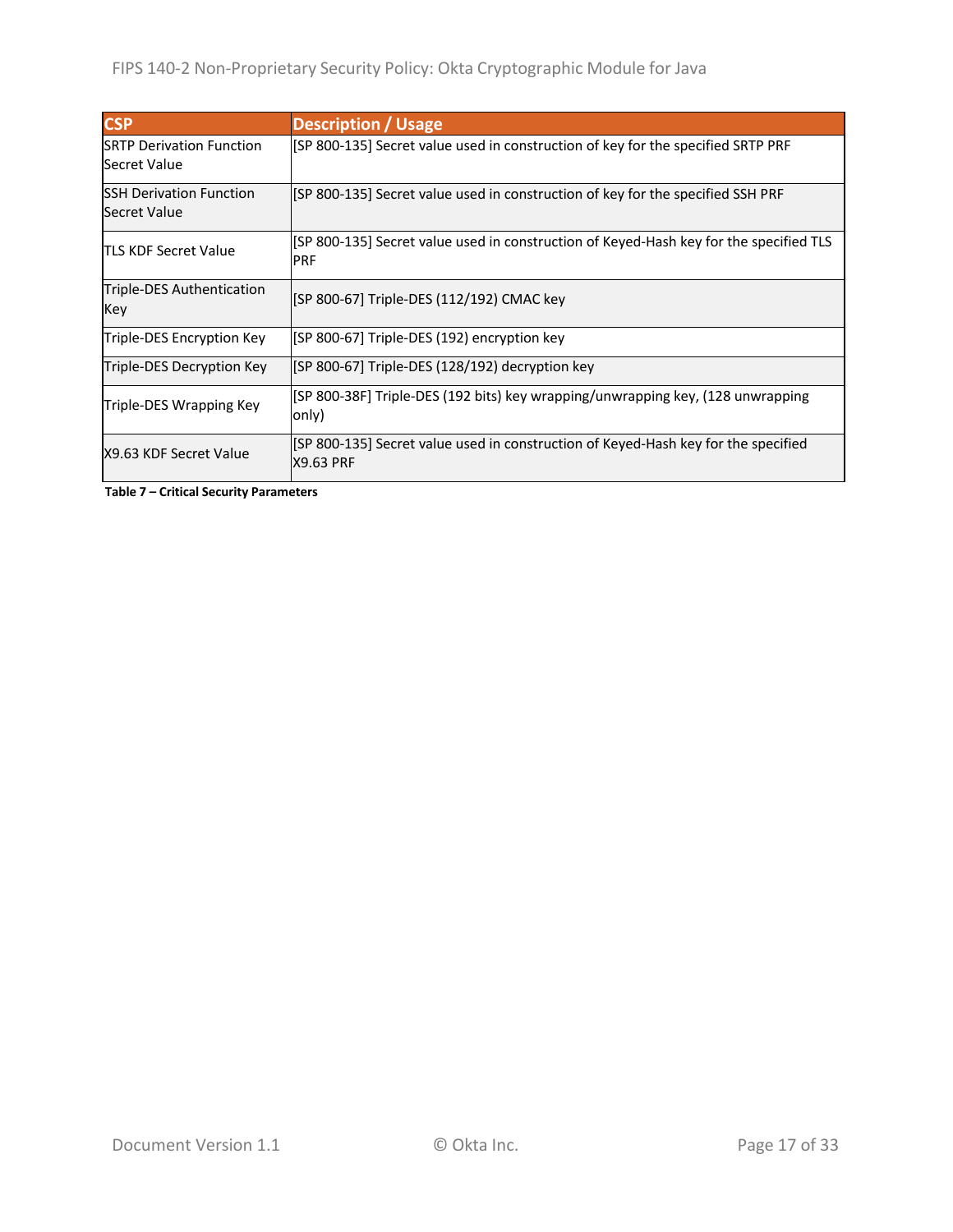| CSP | Description / Usage |
|---|---|
| SRTP Derivation Function Secret Value | [SP 800-135] Secret value used in construction of key for the specified SRTP PRF |
| SSH Derivation Function Secret Value | [SP 800-135] Secret value used in construction of key for the specified SSH PRF |
| TLS KDF Secret Value | [SP 800-135] Secret value used in construction of Keyed-Hash key for the specified TLS PRF |
| Triple-DES Authentication Key | [SP 800-67] Triple-DES (112/192) CMAC key |
| Triple-DES Encryption Key | [SP 800-67] Triple-DES (192) encryption key |
| Triple-DES Decryption Key | [SP 800-67] Triple-DES (128/192) decryption key |
| Triple-DES Wrapping Key | [SP 800-38F] Triple-DES (192 bits) key wrapping/unwrapping key, (128 unwrapping only) |
| X9.63 KDF Secret Value | [SP 800-135] Secret value used in construction of Keyed-Hash key for the specified X9.63 PRF |

**Table 7 – Critical Security Parameters**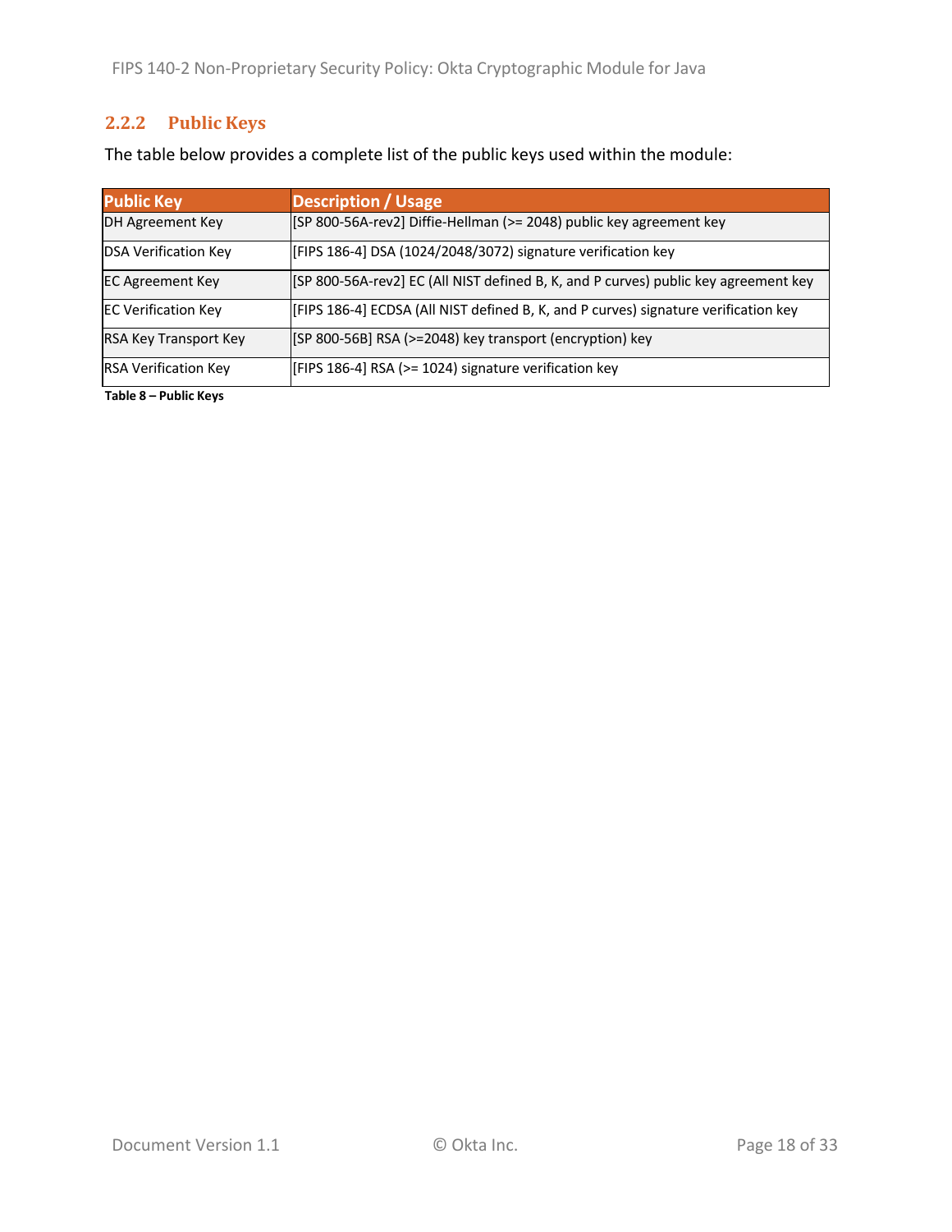### 2.2.2 Public Keys

The table below provides a complete list of the public keys used within the module:

| Public Key | Description / Usage |
|---|---|
| DH Agreement Key | [SP 800-56A-rev2] Diffie-Hellman (>= 2048) public key agreement key |
| DSA Verification Key | [FIPS 186-4] DSA (1024/2048/3072) signature verification key |
| EC Agreement Key | [SP 800-56A-rev2] EC (All NIST defined B, K, and P curves) public key agreement key |
| EC Verification Key | [FIPS 186-4] ECDSA (All NIST defined B, K, and P curves) signature verification key |
| RSA Key Transport Key | [SP 800-56B] RSA (>=2048) key transport (encryption) key |
| RSA Verification Key | [FIPS 186-4] RSA (>= 1024) signature verification key |

**Table 8 – Public Keys**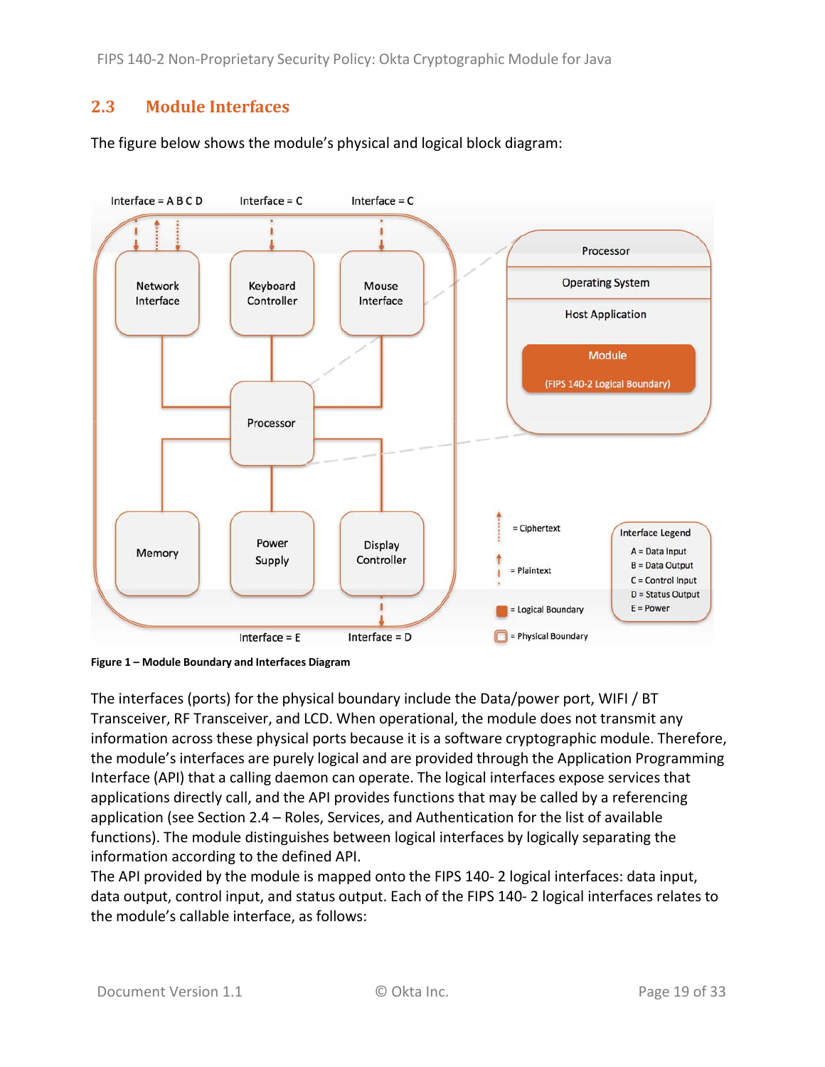## 2.3 Module Interfaces

The figure below shows the module's physical and logical block diagram:

**Figure 1 – Module Boundary and Interfaces Diagram**

The interfaces (ports) for the physical boundary include the Data/power port, WIFI / BT Transceiver, RF Transceiver, and LCD. When operational, the module does not transmit any information across these physical ports because it is a software cryptographic module. Therefore, the module's interfaces are purely logical and are provided through the Application Programming Interface (API) that a calling daemon can operate. The logical interfaces expose services that applications directly call, and the API provides functions that may be called by a referencing application (see Section 2.4 – Roles, Services, and Authentication for the list of available functions). The module distinguishes between logical interfaces by logically separating the information according to the defined API.

The API provided by the module is mapped onto the FIPS 140- 2 logical interfaces: data input, data output, control input, and status output. Each of the FIPS 140- 2 logical interfaces relates to the module's callable interface, as follows: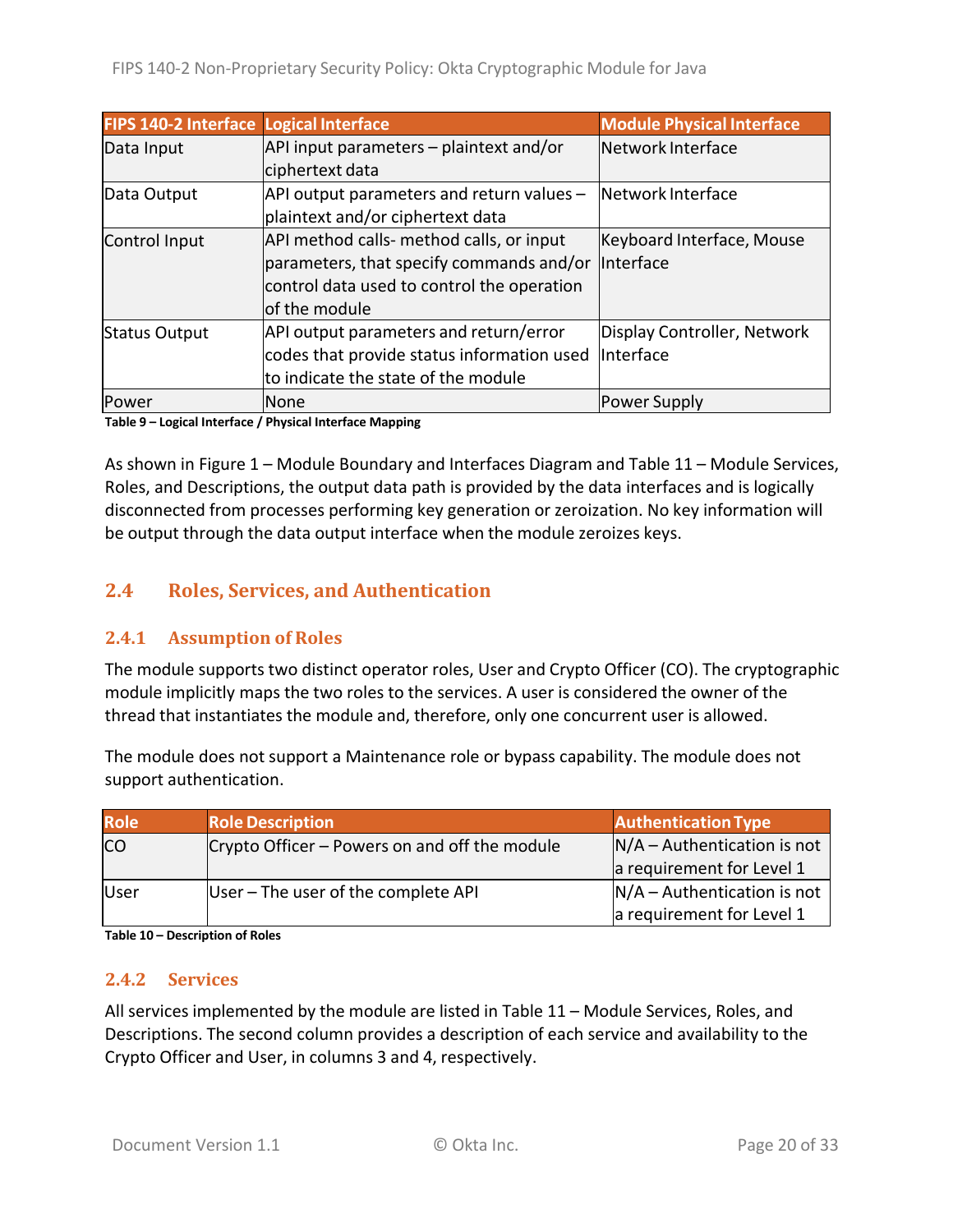| FIPS 140-2 Interface | Logical Interface | Module Physical Interface |
| --- | --- | --- |
| Data Input | API input parameters – plaintext and/or ciphertext data | Network Interface |
| Data Output | API output parameters and return values – plaintext and/or ciphertext data | Network Interface |
| Control Input | API method calls- method calls, or input parameters, that specify commands and/or control data used to control the operation of the module | Keyboard Interface, Mouse Interface |
| Status Output | API output parameters and return/error codes that provide status information used to indicate the state of the module | Display Controller, Network Interface |
| Power | None | Power Supply |

**Table 9 – Logical Interface / Physical Interface Mapping**

As shown in Figure 1 – Module Boundary and Interfaces Diagram and Table 11 – Module Services, Roles, and Descriptions, the output data path is provided by the data interfaces and is logically disconnected from processes performing key generation or zeroization. No key information will be output through the data output interface when the module zeroizes keys.

## 2.4 Roles, Services, and Authentication

### 2.4.1 Assumption of Roles

The module supports two distinct operator roles, User and Crypto Officer (CO). The cryptographic module implicitly maps the two roles to the services. A user is considered the owner of the thread that instantiates the module and, therefore, only one concurrent user is allowed.

The module does not support a Maintenance role or bypass capability. The module does not support authentication.

| Role | Role Description | Authentication Type |
| --- | --- | --- |
| CO | Crypto Officer – Powers on and off the module | N/A – Authentication is not a requirement for Level 1 |
| User | User – The user of the complete API | N/A – Authentication is not a requirement for Level 1 |

**Table 10 – Description of Roles**

### 2.4.2 Services

All services implemented by the module are listed in Table 11 – Module Services, Roles, and Descriptions. The second column provides a description of each service and availability to the Crypto Officer and User, in columns 3 and 4, respectively.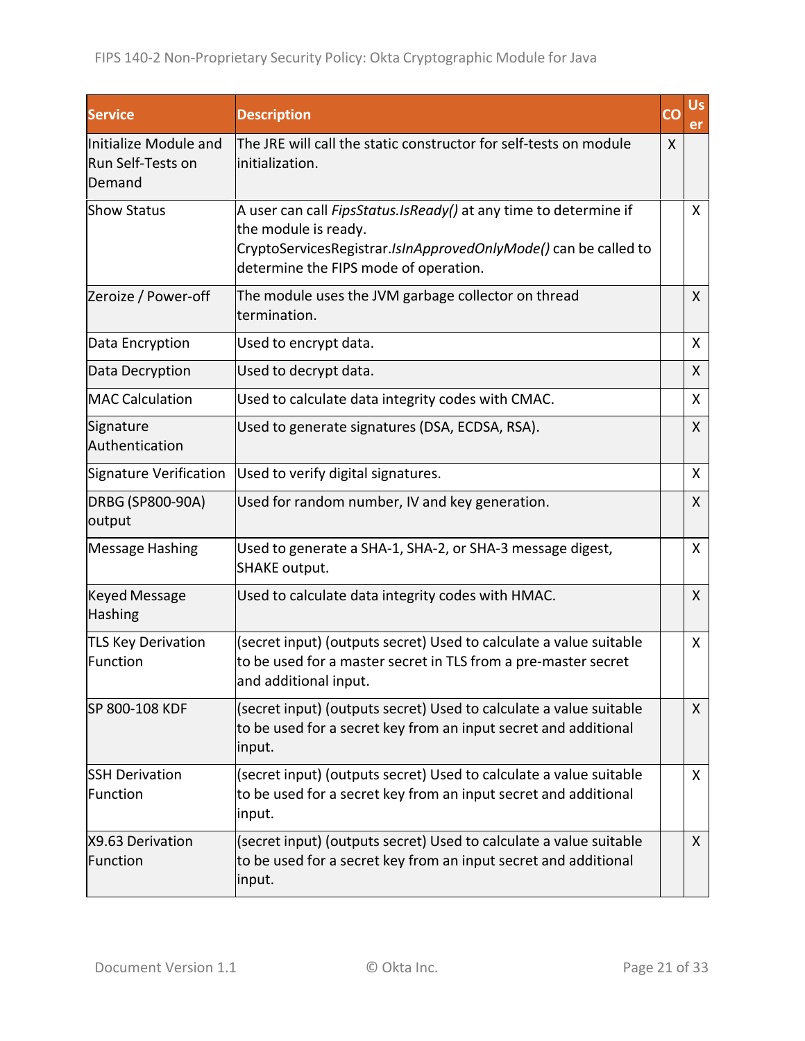| Service | Description | CO | User |
|---|---|---|---|
| Initialize Module and Run Self-Tests on Demand | The JRE will call the static constructor for self-tests on module initialization. | X | |
| Show Status | A user can call *FipsStatus.IsReady()* at any time to determine if the module is ready. CryptoServicesRegistrar.*IsInApprovedOnlyMode()* can be called to determine the FIPS mode of operation. | | X |
| Zeroize / Power-off | The module uses the JVM garbage collector on thread termination. | | X |
| Data Encryption | Used to encrypt data. | | X |
| Data Decryption | Used to decrypt data. | | X |
| MAC Calculation | Used to calculate data integrity codes with CMAC. | | X |
| Signature Authentication | Used to generate signatures (DSA, ECDSA, RSA). | | X |
| Signature Verification | Used to verify digital signatures. | | X |
| DRBG (SP800-90A) output | Used for random number, IV and key generation. | | X |
| Message Hashing | Used to generate a SHA-1, SHA-2, or SHA-3 message digest, SHAKE output. | | X |
| Keyed Message Hashing | Used to calculate data integrity codes with HMAC. | | X |
| TLS Key Derivation Function | (secret input) (outputs secret) Used to calculate a value suitable to be used for a master secret in TLS from a pre-master secret and additional input. | | X |
| SP 800-108 KDF | (secret input) (outputs secret) Used to calculate a value suitable to be used for a secret key from an input secret and additional input. | | X |
| SSH Derivation Function | (secret input) (outputs secret) Used to calculate a value suitable to be used for a secret key from an input secret and additional input. | | X |
| X9.63 Derivation Function | (secret input) (outputs secret) Used to calculate a value suitable to be used for a secret key from an input secret and additional input. | | X |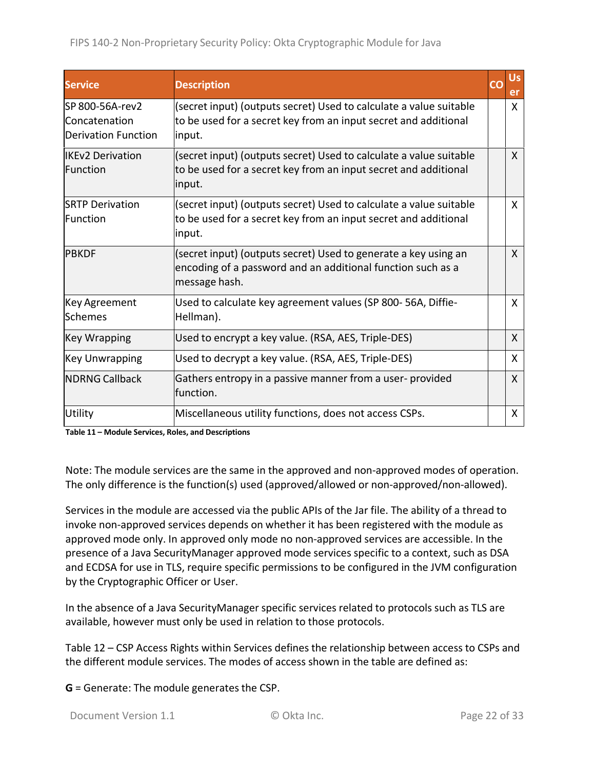| Service | Description | CO | User |
|---|---|---|---|
| SP 800-56A-rev2 Concatenation Derivation Function | (secret input) (outputs secret) Used to calculate a value suitable to be used for a secret key from an input secret and additional input. | | X |
| IKEv2 Derivation Function | (secret input) (outputs secret) Used to calculate a value suitable to be used for a secret key from an input secret and additional input. | | X |
| SRTP Derivation Function | (secret input) (outputs secret) Used to calculate a value suitable to be used for a secret key from an input secret and additional input. | | X |
| PBKDF | (secret input) (outputs secret) Used to generate a key using an encoding of a password and an additional function such as a message hash. | | X |
| Key Agreement Schemes | Used to calculate key agreement values (SP 800- 56A, Diffie-Hellman). | | X |
| Key Wrapping | Used to encrypt a key value. (RSA, AES, Triple-DES) | | X |
| Key Unwrapping | Used to decrypt a key value. (RSA, AES, Triple-DES) | | X |
| NDRNG Callback | Gathers entropy in a passive manner from a user- provided function. | | X |
| Utility | Miscellaneous utility functions, does not access CSPs. | | X |

**Table 11 – Module Services, Roles, and Descriptions**

Note: The module services are the same in the approved and non-approved modes of operation. The only difference is the function(s) used (approved/allowed or non-approved/non-allowed).

Services in the module are accessed via the public APIs of the Jar file. The ability of a thread to invoke non-approved services depends on whether it has been registered with the module as approved mode only. In approved only mode no non-approved services are accessible. In the presence of a Java SecurityManager approved mode services specific to a context, such as DSA and ECDSA for use in TLS, require specific permissions to be configured in the JVM configuration by the Cryptographic Officer or User.

In the absence of a Java SecurityManager specific services related to protocols such as TLS are available, however must only be used in relation to those protocols.

Table 12 – CSP Access Rights within Services defines the relationship between access to CSPs and the different module services. The modes of access shown in the table are defined as:

**G** = Generate: The module generates the CSP.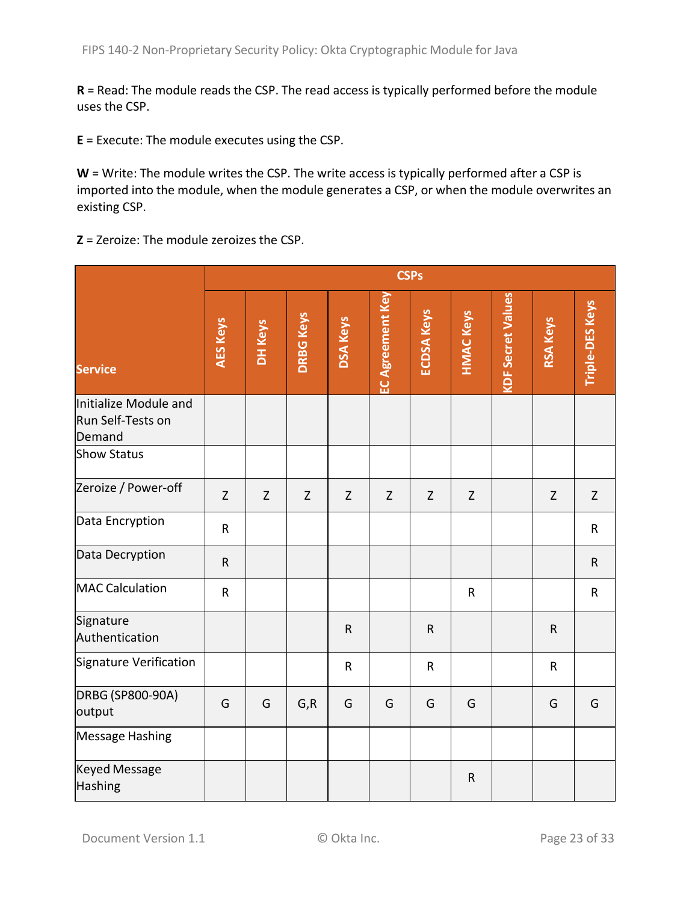**R** = Read: The module reads the CSP. The read access is typically performed before the module uses the CSP.

**E** = Execute: The module executes using the CSP.

**W** = Write: The module writes the CSP. The write access is typically performed after a CSP is imported into the module, when the module generates a CSP, or when the module overwrites an existing CSP.

**Z** = Zeroize: The module zeroizes the CSP.

| Service | CSPs | | | | | | | | | |
|---|---|---|---|---|---|---|---|---|---|---|
| | AES Keys | DH Keys | DRBG Keys | DSA Keys | EC Agreement Key | ECDSA Keys | HMAC Keys | KDF Secret Values | RSA Keys | Triple-DES Keys |
| Initialize Module and Run Self-Tests on Demand | | | | | | | | | | |
| Show Status | | | | | | | | | | |
| Zeroize / Power-off | Z | Z | Z | Z | Z | Z | Z | | Z | Z |
| Data Encryption | R | | | | | | | | | R |
| Data Decryption | R | | | | | | | | | R |
| MAC Calculation | R | | | | | | R | | | R |
| Signature Authentication | | | | R | | R | | | R | |
| Signature Verification | | | | R | | R | | | R | |
| DRBG (SP800-90A) output | G | G | G,R | G | G | G | G | | G | G |
| Message Hashing | | | | | | | | | | |
| Keyed Message Hashing | | | | | | | R | | | |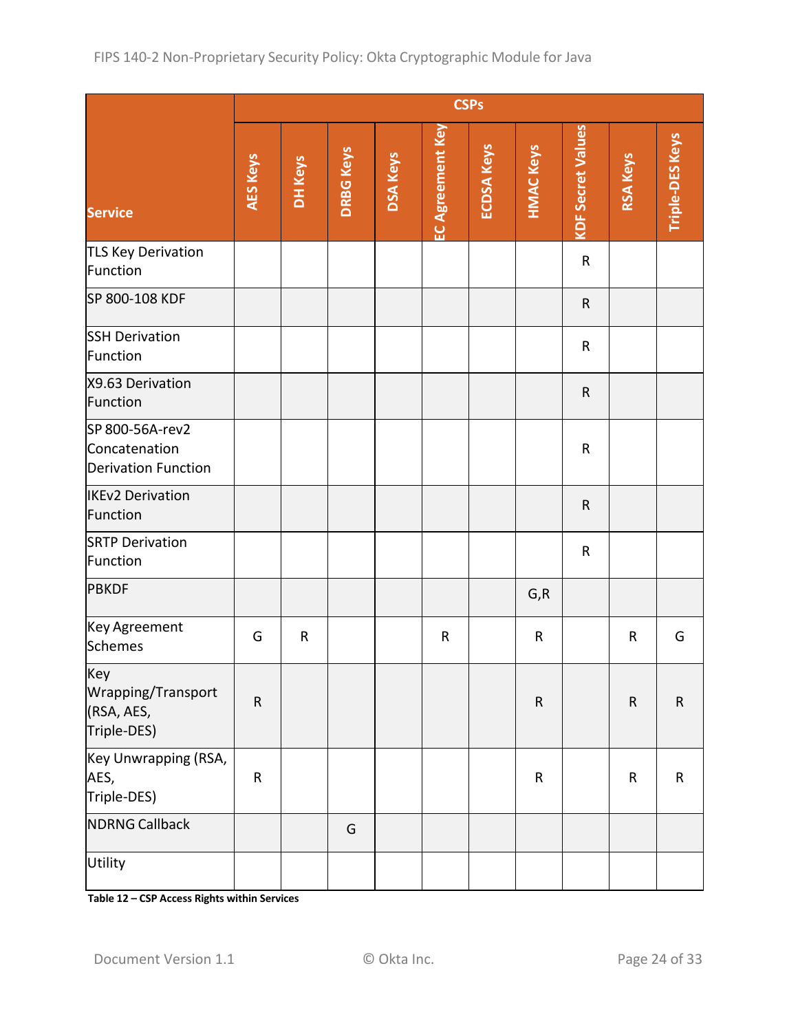| Service | CSPs | | | | | | | | | |
|---|---|---|---|---|---|---|---|---|---|---|
| | AES Keys | DH Keys | DRBG Keys | DSA Keys | EC Agreement Key | ECDSA Keys | HMAC Keys | KDF Secret Values | RSA Keys | Triple-DES Keys |
| TLS Key Derivation Function | | | | | | | | R | | |
| SP 800-108 KDF | | | | | | | | R | | |
| SSH Derivation Function | | | | | | | | R | | |
| X9.63 Derivation Function | | | | | | | | R | | |
| SP 800-56A-rev2 Concatenation Derivation Function | | | | | | | | R | | |
| IKEv2 Derivation Function | | | | | | | | R | | |
| SRTP Derivation Function | | | | | | | | R | | |
| PBKDF | | | | | | | G,R | | | |
| Key Agreement Schemes | G | R | | | R | | R | | R | G |
| Key Wrapping/Transport (RSA, AES, Triple-DES) | R | | | | | | R | | R | R |
| Key Unwrapping (RSA, AES, Triple-DES) | R | | | | | | R | | R | R |
| NDRNG Callback | | | G | | | | | | | |
| Utility | | | | | | | | | | |

**Table 12 – CSP Access Rights within Services**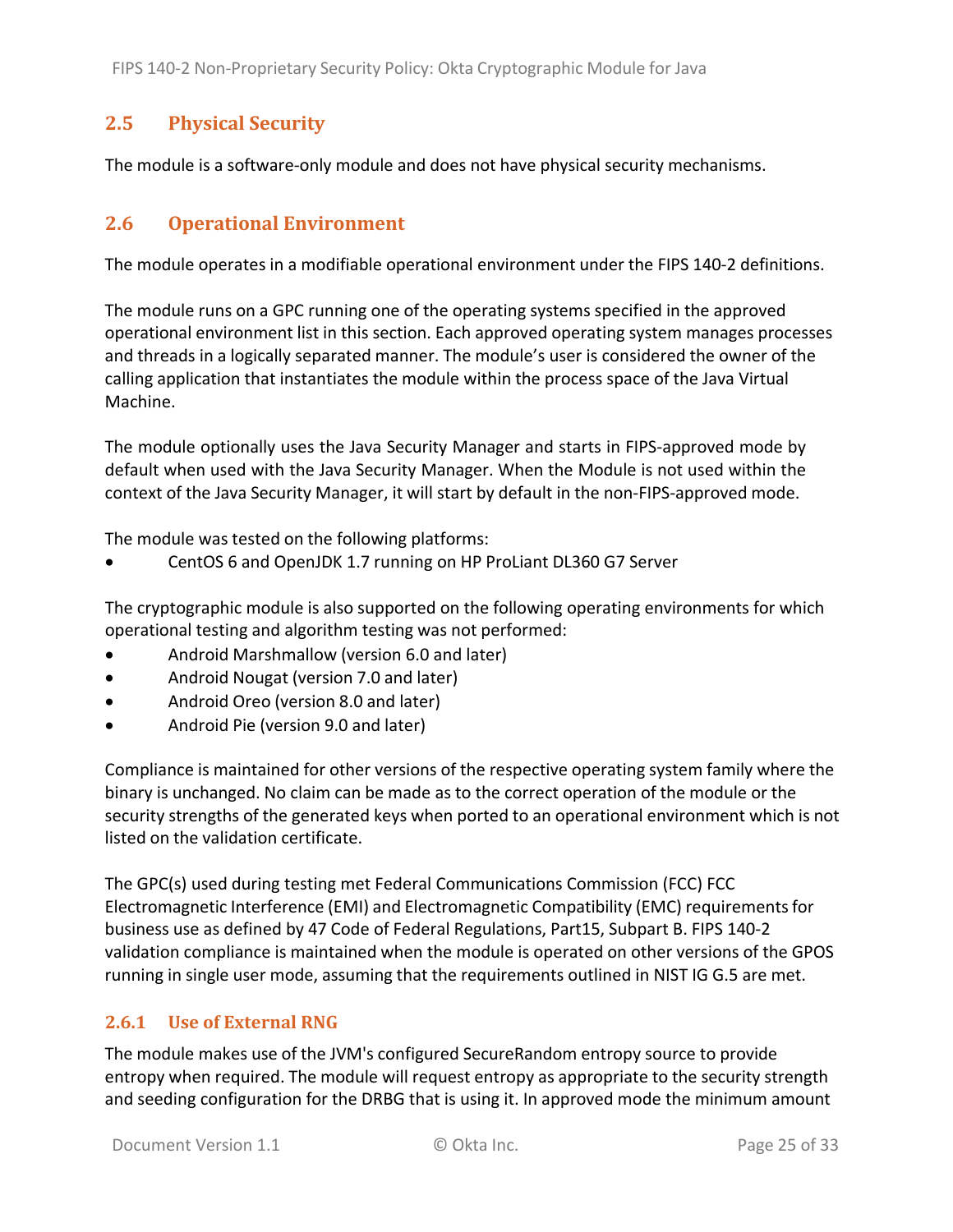## 2.5 Physical Security

The module is a software-only module and does not have physical security mechanisms.

## 2.6 Operational Environment

The module operates in a modifiable operational environment under the FIPS 140-2 definitions.

The module runs on a GPC running one of the operating systems specified in the approved operational environment list in this section. Each approved operating system manages processes and threads in a logically separated manner. The module's user is considered the owner of the calling application that instantiates the module within the process space of the Java Virtual Machine.

The module optionally uses the Java Security Manager and starts in FIPS-approved mode by default when used with the Java Security Manager. When the Module is not used within the context of the Java Security Manager, it will start by default in the non-FIPS-approved mode.

The module was tested on the following platforms:

- CentOS 6 and OpenJDK 1.7 running on HP ProLiant DL360 G7 Server

The cryptographic module is also supported on the following operating environments for which operational testing and algorithm testing was not performed:

- Android Marshmallow (version 6.0 and later)
- Android Nougat (version 7.0 and later)
- Android Oreo (version 8.0 and later)
- Android Pie (version 9.0 and later)

Compliance is maintained for other versions of the respective operating system family where the binary is unchanged. No claim can be made as to the correct operation of the module or the security strengths of the generated keys when ported to an operational environment which is not listed on the validation certificate.

The GPC(s) used during testing met Federal Communications Commission (FCC) FCC Electromagnetic Interference (EMI) and Electromagnetic Compatibility (EMC) requirements for business use as defined by 47 Code of Federal Regulations, Part15, Subpart B. FIPS 140-2 validation compliance is maintained when the module is operated on other versions of the GPOS running in single user mode, assuming that the requirements outlined in NIST IG G.5 are met.

### 2.6.1 Use of External RNG

The module makes use of the JVM's configured SecureRandom entropy source to provide entropy when required. The module will request entropy as appropriate to the security strength and seeding configuration for the DRBG that is using it. In approved mode the minimum amount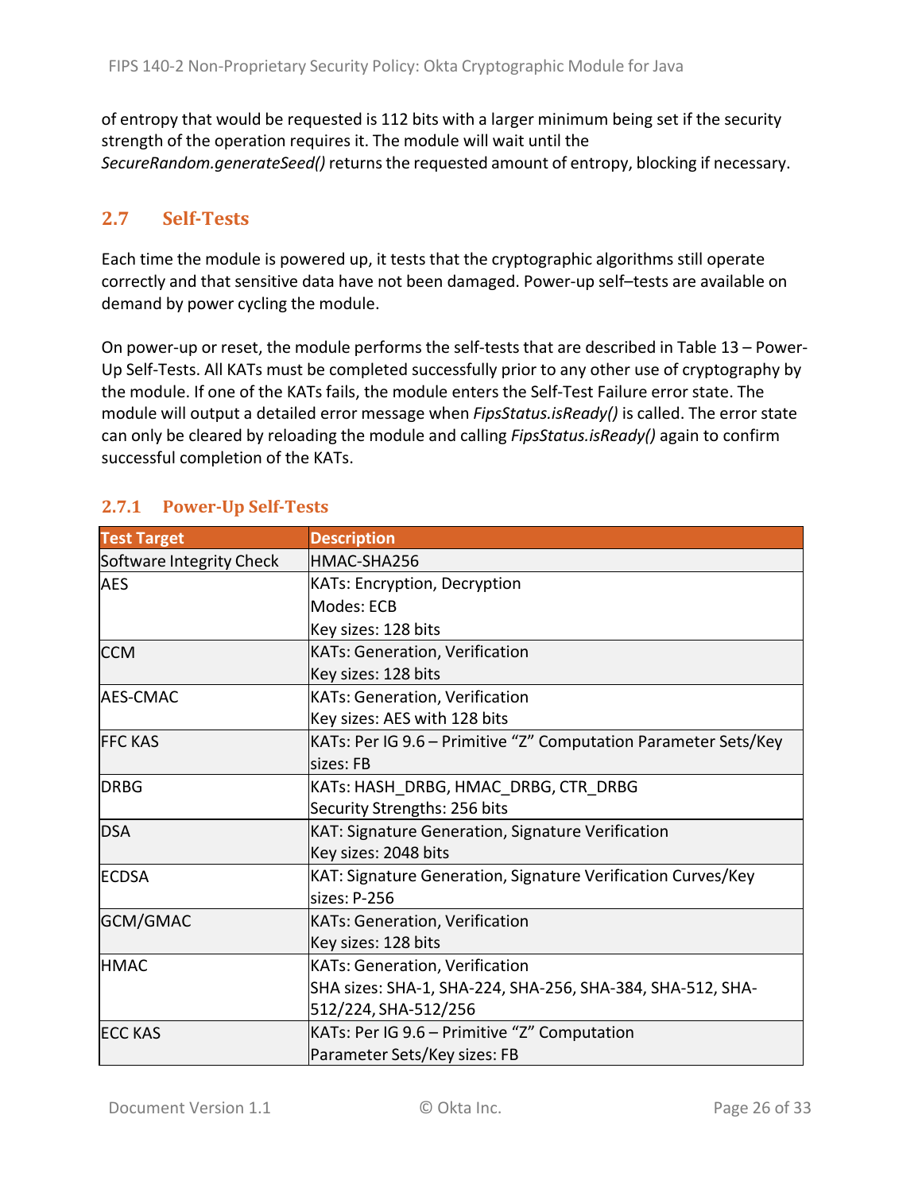of entropy that would be requested is 112 bits with a larger minimum being set if the security strength of the operation requires it. The module will wait until the *SecureRandom.generateSeed()* returns the requested amount of entropy, blocking if necessary.

## 2.7 Self-Tests

Each time the module is powered up, it tests that the cryptographic algorithms still operate correctly and that sensitive data have not been damaged. Power-up self–tests are available on demand by power cycling the module.

On power-up or reset, the module performs the self-tests that are described in Table 13 – Power-Up Self-Tests. All KATs must be completed successfully prior to any other use of cryptography by the module. If one of the KATs fails, the module enters the Self-Test Failure error state. The module will output a detailed error message when *FipsStatus.isReady()* is called. The error state can only be cleared by reloading the module and calling *FipsStatus.isReady()* again to confirm successful completion of the KATs.

### 2.7.1 Power-Up Self-Tests

| Test Target | Description |
|---|---|
| Software Integrity Check | HMAC-SHA256 |
| AES | KATs: Encryption, Decryption<br>Modes: ECB<br>Key sizes: 128 bits |
| CCM | KATs: Generation, Verification<br>Key sizes: 128 bits |
| AES-CMAC | KATs: Generation, Verification<br>Key sizes: AES with 128 bits |
| FFC KAS | KATs: Per IG 9.6 – Primitive "Z" Computation Parameter Sets/Key sizes: FB |
| DRBG | KATs: HASH_DRBG, HMAC_DRBG, CTR_DRBG<br>Security Strengths: 256 bits |
| DSA | KAT: Signature Generation, Signature Verification<br>Key sizes: 2048 bits |
| ECDSA | KAT: Signature Generation, Signature Verification Curves/Key sizes: P-256 |
| GCM/GMAC | KATs: Generation, Verification<br>Key sizes: 128 bits |
| HMAC | KATs: Generation, Verification<br>SHA sizes: SHA-1, SHA-224, SHA-256, SHA-384, SHA-512, SHA-512/224, SHA-512/256 |
| ECC KAS | KATs: Per IG 9.6 – Primitive "Z" Computation<br>Parameter Sets/Key sizes: FB |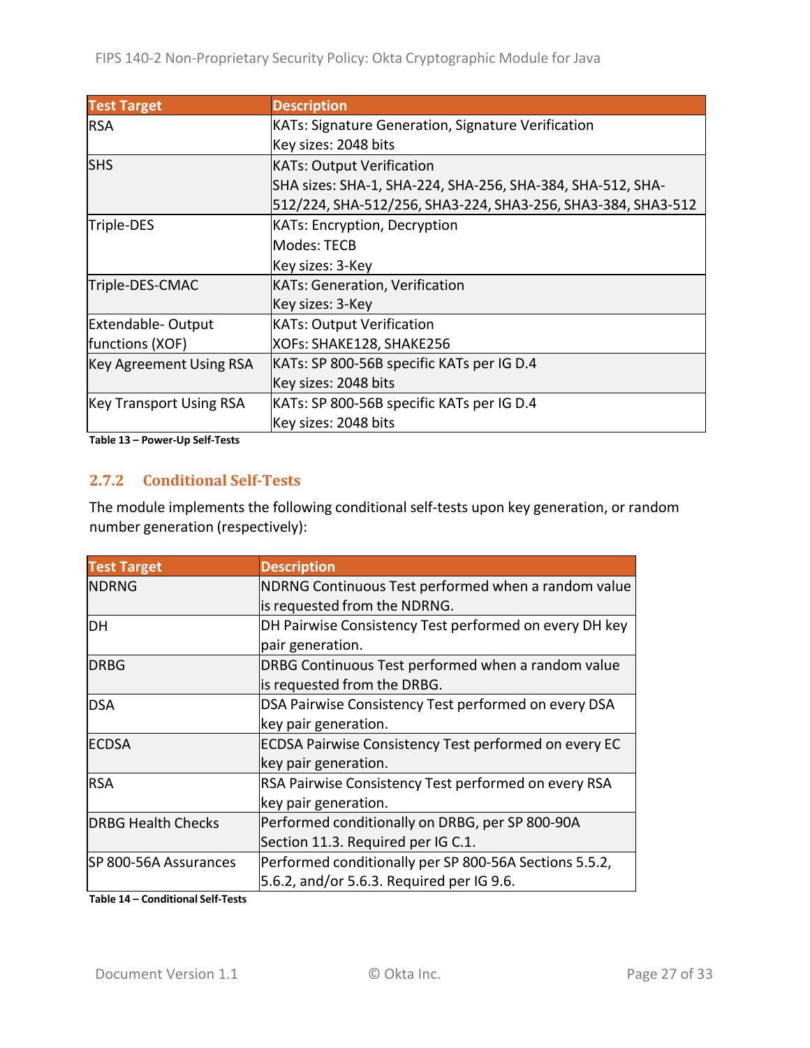| Test Target | Description |
|---|---|
| RSA | KATs: Signature Generation, Signature Verification<br>Key sizes: 2048 bits |
| SHS | KATs: Output Verification<br>SHA sizes: SHA-1, SHA-224, SHA-256, SHA-384, SHA-512, SHA-512/224, SHA-512/256, SHA3-224, SHA3-256, SHA3-384, SHA3-512 |
| Triple-DES | KATs: Encryption, Decryption<br>Modes: TECB<br>Key sizes: 3-Key |
| Triple-DES-CMAC | KATs: Generation, Verification<br>Key sizes: 3-Key |
| Extendable- Output functions (XOF) | KATs: Output Verification<br>XOFs: SHAKE128, SHAKE256 |
| Key Agreement Using RSA | KATs: SP 800-56B specific KATs per IG D.4<br>Key sizes: 2048 bits |
| Key Transport Using RSA | KATs: SP 800-56B specific KATs per IG D.4<br>Key sizes: 2048 bits |

**Table 13 – Power-Up Self-Tests**

### 2.7.2 Conditional Self-Tests

The module implements the following conditional self-tests upon key generation, or random number generation (respectively):

| Test Target | Description |
|---|---|
| NDRNG | NDRNG Continuous Test performed when a random value is requested from the NDRNG. |
| DH | DH Pairwise Consistency Test performed on every DH key pair generation. |
| DRBG | DRBG Continuous Test performed when a random value is requested from the DRBG. |
| DSA | DSA Pairwise Consistency Test performed on every DSA key pair generation. |
| ECDSA | ECDSA Pairwise Consistency Test performed on every EC key pair generation. |
| RSA | RSA Pairwise Consistency Test performed on every RSA key pair generation. |
| DRBG Health Checks | Performed conditionally on DRBG, per SP 800-90A Section 11.3. Required per IG C.1. |
| SP 800-56A Assurances | Performed conditionally per SP 800-56A Sections 5.5.2, 5.6.2, and/or 5.6.3. Required per IG 9.6. |

**Table 14 – Conditional Self-Tests**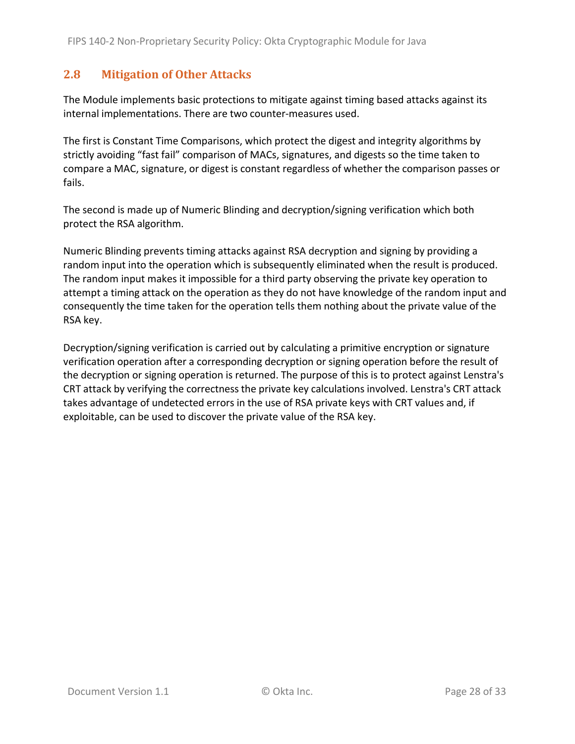## 2.8 Mitigation of Other Attacks

The Module implements basic protections to mitigate against timing based attacks against its internal implementations. There are two counter-measures used.

The first is Constant Time Comparisons, which protect the digest and integrity algorithms by strictly avoiding "fast fail" comparison of MACs, signatures, and digests so the time taken to compare a MAC, signature, or digest is constant regardless of whether the comparison passes or fails.

The second is made up of Numeric Blinding and decryption/signing verification which both protect the RSA algorithm.

Numeric Blinding prevents timing attacks against RSA decryption and signing by providing a random input into the operation which is subsequently eliminated when the result is produced. The random input makes it impossible for a third party observing the private key operation to attempt a timing attack on the operation as they do not have knowledge of the random input and consequently the time taken for the operation tells them nothing about the private value of the RSA key.

Decryption/signing verification is carried out by calculating a primitive encryption or signature verification operation after a corresponding decryption or signing operation before the result of the decryption or signing operation is returned. The purpose of this is to protect against Lenstra's CRT attack by verifying the correctness the private key calculations involved. Lenstra's CRT attack takes advantage of undetected errors in the use of RSA private keys with CRT values and, if exploitable, can be used to discover the private value of the RSA key.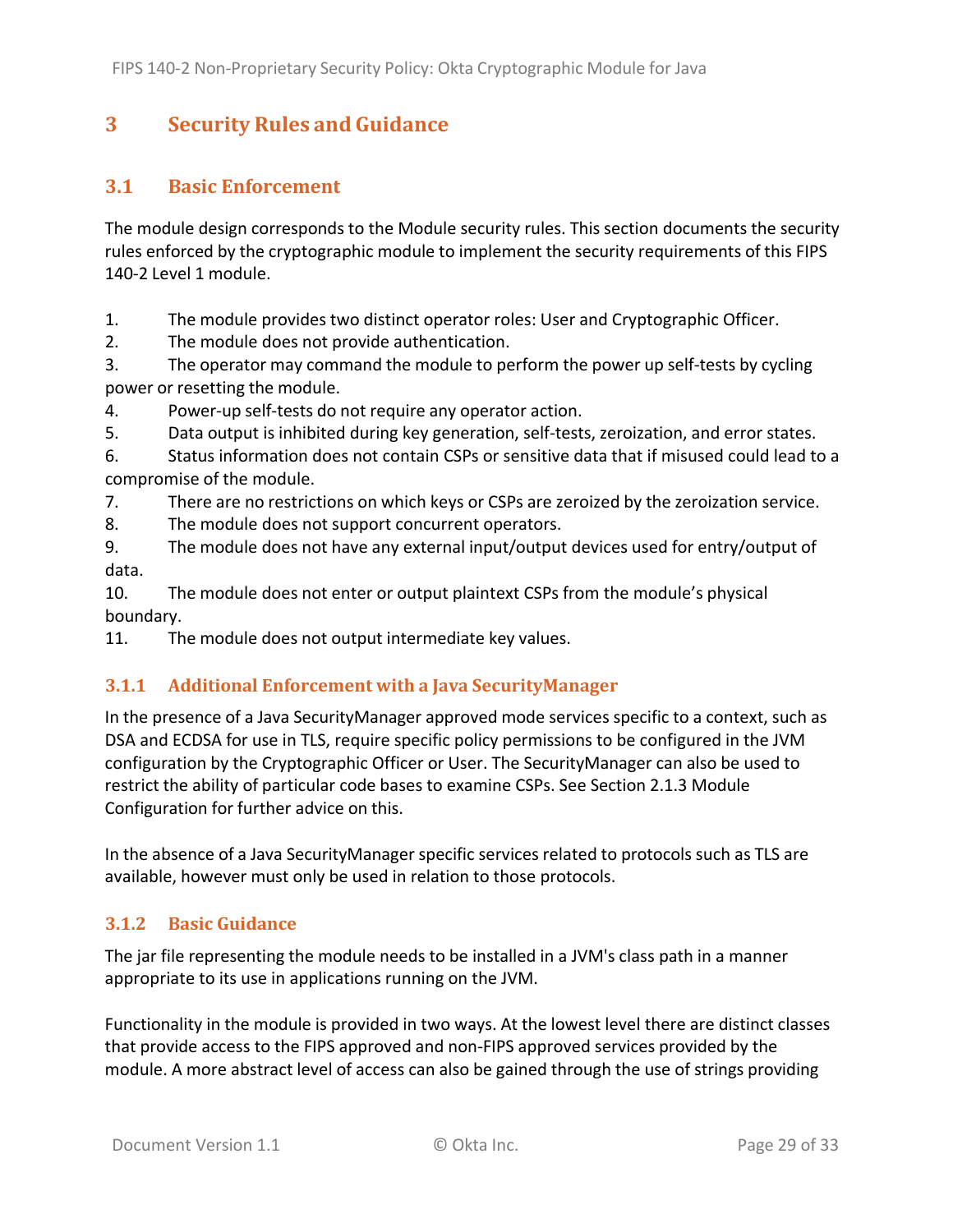# 3 Security Rules and Guidance

## 3.1 Basic Enforcement

The module design corresponds to the Module security rules. This section documents the security rules enforced by the cryptographic module to implement the security requirements of this FIPS 140-2 Level 1 module.

1. The module provides two distinct operator roles: User and Cryptographic Officer.
2. The module does not provide authentication.
3. The operator may command the module to perform the power up self-tests by cycling power or resetting the module.
4. Power-up self-tests do not require any operator action.
5. Data output is inhibited during key generation, self-tests, zeroization, and error states.
6. Status information does not contain CSPs or sensitive data that if misused could lead to a compromise of the module.
7. There are no restrictions on which keys or CSPs are zeroized by the zeroization service.
8. The module does not support concurrent operators.
9. The module does not have any external input/output devices used for entry/output of data.
10. The module does not enter or output plaintext CSPs from the module's physical boundary.
11. The module does not output intermediate key values.

### 3.1.1 Additional Enforcement with a Java SecurityManager

In the presence of a Java SecurityManager approved mode services specific to a context, such as DSA and ECDSA for use in TLS, require specific policy permissions to be configured in the JVM configuration by the Cryptographic Officer or User. The SecurityManager can also be used to restrict the ability of particular code bases to examine CSPs. See Section 2.1.3 Module Configuration for further advice on this.

In the absence of a Java SecurityManager specific services related to protocols such as TLS are available, however must only be used in relation to those protocols.

### 3.1.2 Basic Guidance

The jar file representing the module needs to be installed in a JVM's class path in a manner appropriate to its use in applications running on the JVM.

Functionality in the module is provided in two ways. At the lowest level there are distinct classes that provide access to the FIPS approved and non-FIPS approved services provided by the module. A more abstract level of access can also be gained through the use of strings providing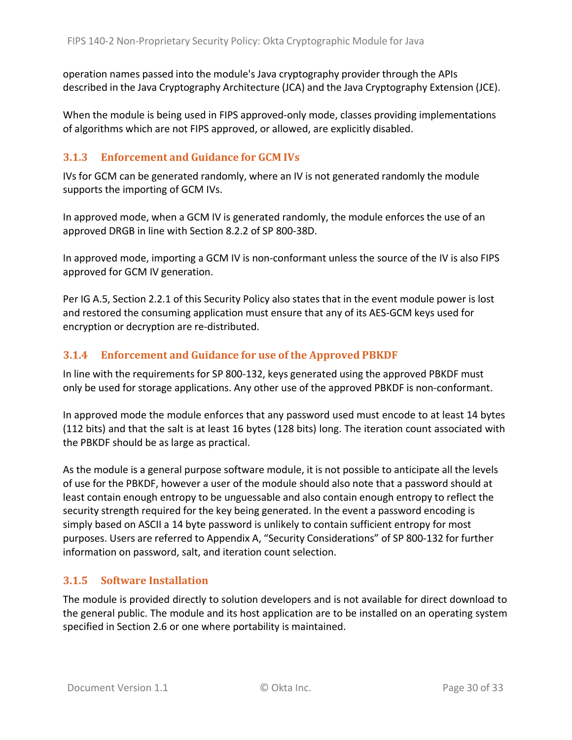operation names passed into the module's Java cryptography provider through the APIs described in the Java Cryptography Architecture (JCA) and the Java Cryptography Extension (JCE).

When the module is being used in FIPS approved-only mode, classes providing implementations of algorithms which are not FIPS approved, or allowed, are explicitly disabled.

### 3.1.3 Enforcement and Guidance for GCM IVs

IVs for GCM can be generated randomly, where an IV is not generated randomly the module supports the importing of GCM IVs.

In approved mode, when a GCM IV is generated randomly, the module enforces the use of an approved DRGB in line with Section 8.2.2 of SP 800-38D.

In approved mode, importing a GCM IV is non-conformant unless the source of the IV is also FIPS approved for GCM IV generation.

Per IG A.5, Section 2.2.1 of this Security Policy also states that in the event module power is lost and restored the consuming application must ensure that any of its AES-GCM keys used for encryption or decryption are re-distributed.

### 3.1.4 Enforcement and Guidance for use of the Approved PBKDF

In line with the requirements for SP 800-132, keys generated using the approved PBKDF must only be used for storage applications. Any other use of the approved PBKDF is non-conformant.

In approved mode the module enforces that any password used must encode to at least 14 bytes (112 bits) and that the salt is at least 16 bytes (128 bits) long. The iteration count associated with the PBKDF should be as large as practical.

As the module is a general purpose software module, it is not possible to anticipate all the levels of use for the PBKDF, however a user of the module should also note that a password should at least contain enough entropy to be unguessable and also contain enough entropy to reflect the security strength required for the key being generated. In the event a password encoding is simply based on ASCII a 14 byte password is unlikely to contain sufficient entropy for most purposes. Users are referred to Appendix A, "Security Considerations" of SP 800-132 for further information on password, salt, and iteration count selection.

### 3.1.5 Software Installation

The module is provided directly to solution developers and is not available for direct download to the general public. The module and its host application are to be installed on an operating system specified in Section 2.6 or one where portability is maintained.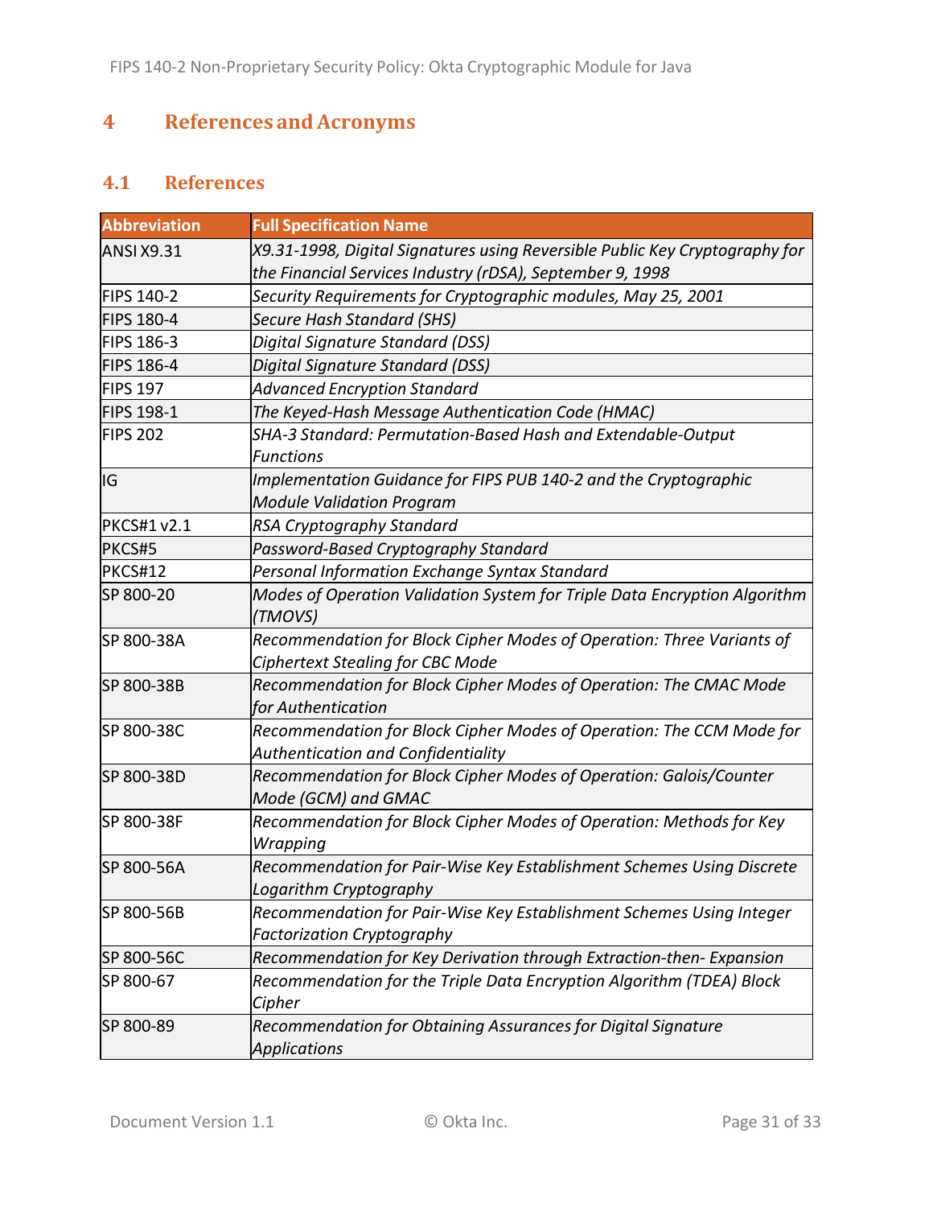# 4 References and Acronyms

## 4.1 References

| Abbreviation | Full Specification Name |
|---|---|
| ANSI X9.31 | *X9.31-1998, Digital Signatures using Reversible Public Key Cryptography for the Financial Services Industry (rDSA), September 9, 1998* |
| FIPS 140-2 | *Security Requirements for Cryptographic modules, May 25, 2001* |
| FIPS 180-4 | *Secure Hash Standard (SHS)* |
| FIPS 186-3 | *Digital Signature Standard (DSS)* |
| FIPS 186-4 | *Digital Signature Standard (DSS)* |
| FIPS 197 | *Advanced Encryption Standard* |
| FIPS 198-1 | *The Keyed-Hash Message Authentication Code (HMAC)* |
| FIPS 202 | *SHA-3 Standard: Permutation-Based Hash and Extendable-Output Functions* |
| IG | *Implementation Guidance for FIPS PUB 140-2 and the Cryptographic Module Validation Program* |
| PKCS#1 v2.1 | *RSA Cryptography Standard* |
| PKCS#5 | *Password-Based Cryptography Standard* |
| PKCS#12 | *Personal Information Exchange Syntax Standard* |
| SP 800-20 | *Modes of Operation Validation System for Triple Data Encryption Algorithm (TMOVS)* |
| SP 800-38A | *Recommendation for Block Cipher Modes of Operation: Three Variants of Ciphertext Stealing for CBC Mode* |
| SP 800-38B | *Recommendation for Block Cipher Modes of Operation: The CMAC Mode for Authentication* |
| SP 800-38C | *Recommendation for Block Cipher Modes of Operation: The CCM Mode for Authentication and Confidentiality* |
| SP 800-38D | *Recommendation for Block Cipher Modes of Operation: Galois/Counter Mode (GCM) and GMAC* |
| SP 800-38F | *Recommendation for Block Cipher Modes of Operation: Methods for Key Wrapping* |
| SP 800-56A | *Recommendation for Pair-Wise Key Establishment Schemes Using Discrete Logarithm Cryptography* |
| SP 800-56B | *Recommendation for Pair-Wise Key Establishment Schemes Using Integer Factorization Cryptography* |
| SP 800-56C | *Recommendation for Key Derivation through Extraction-then- Expansion* |
| SP 800-67 | *Recommendation for the Triple Data Encryption Algorithm (TDEA) Block Cipher* |
| SP 800-89 | *Recommendation for Obtaining Assurances for Digital Signature Applications* |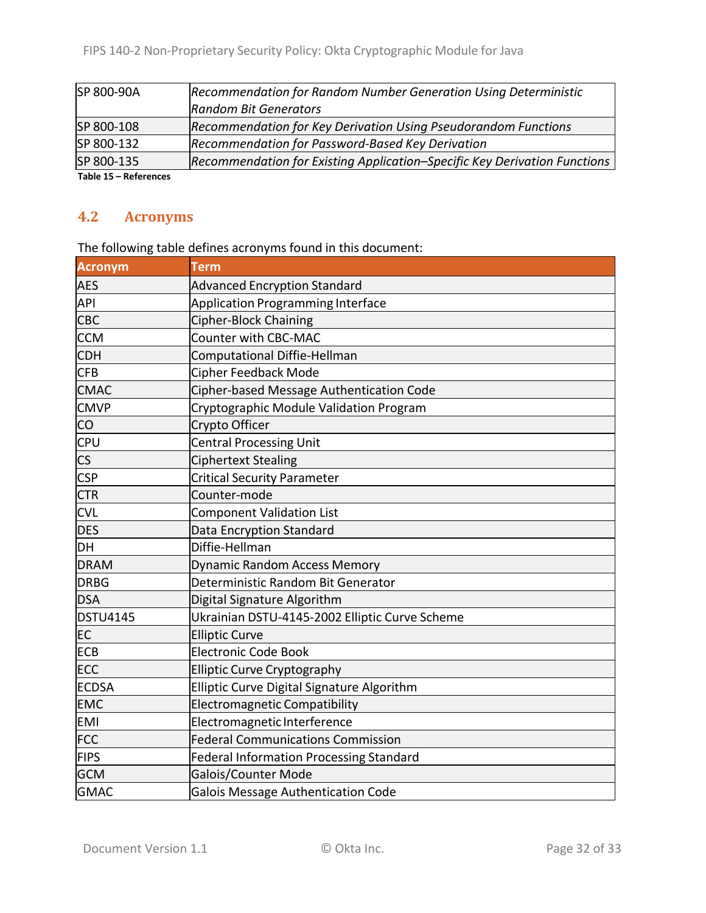| | |
|---|---|
| SP 800-90A | *Recommendation for Random Number Generation Using Deterministic Random Bit Generators* |
| SP 800-108 | *Recommendation for Key Derivation Using Pseudorandom Functions* |
| SP 800-132 | *Recommendation for Password-Based Key Derivation* |
| SP 800-135 | *Recommendation for Existing Application–Specific Key Derivation Functions* |

**Table 15 – References**

## 4.2 Acronyms

The following table defines acronyms found in this document:

| Acronym | Term |
|---|---|
| AES | Advanced Encryption Standard |
| API | Application Programming Interface |
| CBC | Cipher-Block Chaining |
| CCM | Counter with CBC-MAC |
| CDH | Computational Diffie-Hellman |
| CFB | Cipher Feedback Mode |
| CMAC | Cipher-based Message Authentication Code |
| CMVP | Cryptographic Module Validation Program |
| CO | Crypto Officer |
| CPU | Central Processing Unit |
| CS | Ciphertext Stealing |
| CSP | Critical Security Parameter |
| CTR | Counter-mode |
| CVL | Component Validation List |
| DES | Data Encryption Standard |
| DH | Diffie-Hellman |
| DRAM | Dynamic Random Access Memory |
| DRBG | Deterministic Random Bit Generator |
| DSA | Digital Signature Algorithm |
| DSTU4145 | Ukrainian DSTU-4145-2002 Elliptic Curve Scheme |
| EC | Elliptic Curve |
| ECB | Electronic Code Book |
| ECC | Elliptic Curve Cryptography |
| ECDSA | Elliptic Curve Digital Signature Algorithm |
| EMC | Electromagnetic Compatibility |
| EMI | Electromagnetic Interference |
| FCC | Federal Communications Commission |
| FIPS | Federal Information Processing Standard |
| GCM | Galois/Counter Mode |
| GMAC | Galois Message Authentication Code |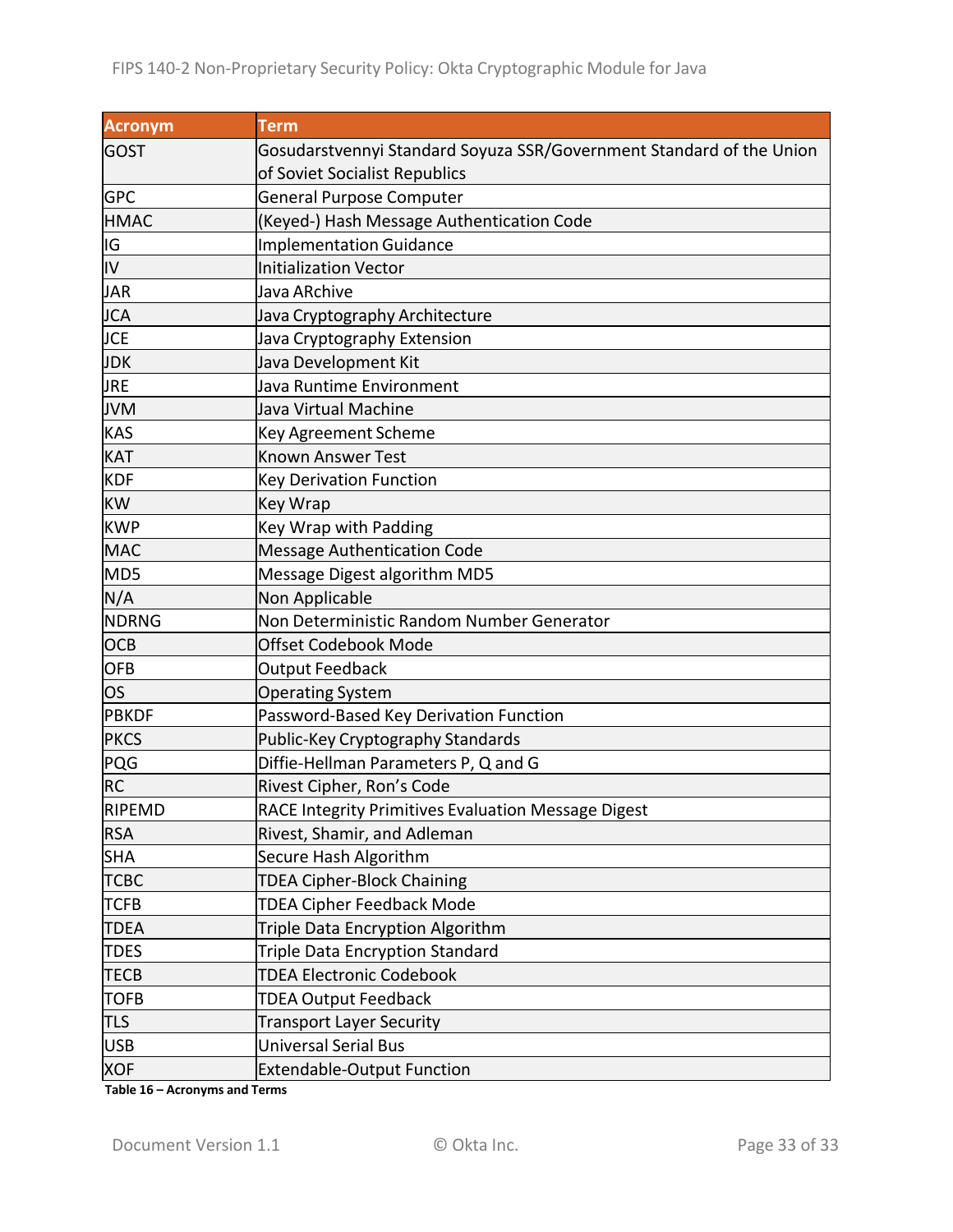| Acronym | Term |
|---|---|
| GOST | Gosudarstvennyi Standard Soyuza SSR/Government Standard of the Union of Soviet Socialist Republics |
| GPC | General Purpose Computer |
| HMAC | (Keyed-) Hash Message Authentication Code |
| IG | Implementation Guidance |
| IV | Initialization Vector |
| JAR | Java ARchive |
| JCA | Java Cryptography Architecture |
| JCE | Java Cryptography Extension |
| JDK | Java Development Kit |
| JRE | Java Runtime Environment |
| JVM | Java Virtual Machine |
| KAS | Key Agreement Scheme |
| KAT | Known Answer Test |
| KDF | Key Derivation Function |
| KW | Key Wrap |
| KWP | Key Wrap with Padding |
| MAC | Message Authentication Code |
| MD5 | Message Digest algorithm MD5 |
| N/A | Non Applicable |
| NDRNG | Non Deterministic Random Number Generator |
| OCB | Offset Codebook Mode |
| OFB | Output Feedback |
| OS | Operating System |
| PBKDF | Password-Based Key Derivation Function |
| PKCS | Public-Key Cryptography Standards |
| PQG | Diffie-Hellman Parameters P, Q and G |
| RC | Rivest Cipher, Ron's Code |
| RIPEMD | RACE Integrity Primitives Evaluation Message Digest |
| RSA | Rivest, Shamir, and Adleman |
| SHA | Secure Hash Algorithm |
| TCBC | TDEA Cipher-Block Chaining |
| TCFB | TDEA Cipher Feedback Mode |
| TDEA | Triple Data Encryption Algorithm |
| TDES | Triple Data Encryption Standard |
| TECB | TDEA Electronic Codebook |
| TOFB | TDEA Output Feedback |
| TLS | Transport Layer Security |
| USB | Universal Serial Bus |
| XOF | Extendable-Output Function |

**Table 16 – Acronyms and Terms**